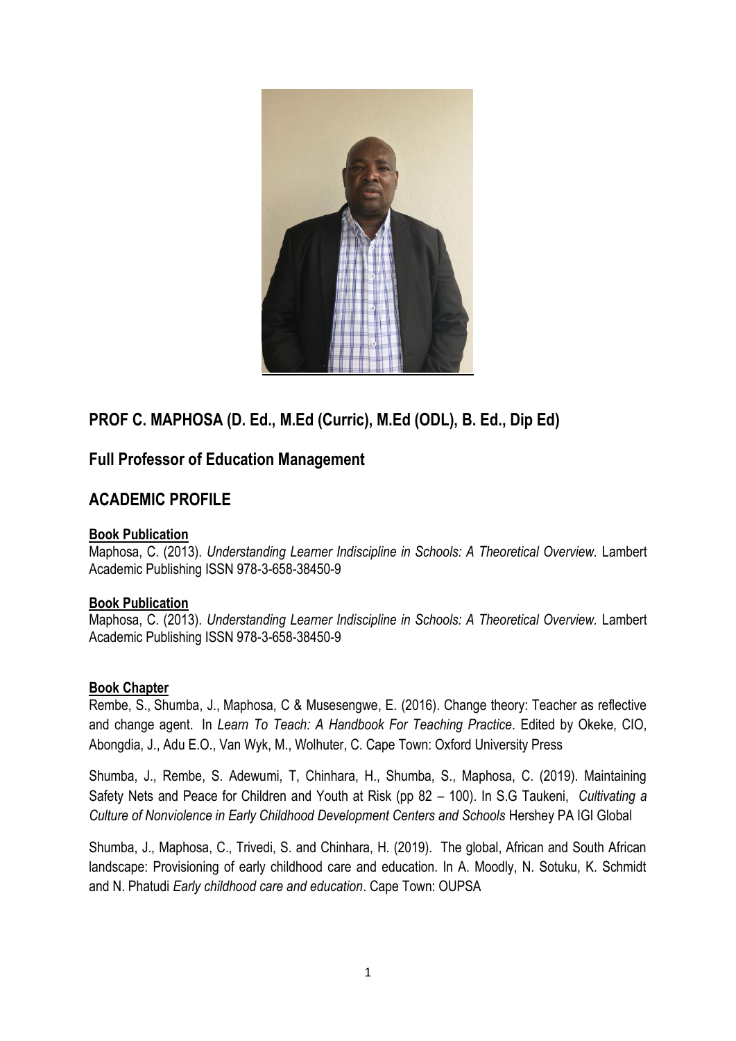## PROF C. MAPHOSA (D. Ed., M.Ed (Curric), M.Ed (ODL), B. Ed., Dip Ed)

## Full Professor of Education Management

## ACADEMIC PROFILE

**Book Publication**

Maphosa, C. (2013). *Understanding Learner Indiscipline in Schools: A Theoretical Overview.* Lambert Academic Publishing ISSN 978-3-658-38450-9

**Book Publication**

Maphosa, C. (2013). *Understanding Learner Indiscipline in Schools: A Theoretical Overview.* Lambert Academic Publishing ISSN 978-3-658-38450-9

**Book Chapter**

Rembe, S., Shumba, J., Maphosa, C & Musesengwe, E. (2016). Change theory: Teacher as reflective and change agent. In *Learn To Teach: A Handbook For Teaching Practice*. Edited by Okeke, CIO, Abongdia, J., Adu E.O., Van Wyk, M., Wolhuter, C. Cape Town: Oxford University Press

Shumba, J., Rembe, S. Adewumi, T, Chinhara, H., Shumba, S., Maphosa, C. (2019). Maintaining Safety Nets and Peace for Children and Youth at Risk (pp 82 – 100). In S.G Taukeni, *Cultivating a Culture of Nonviolence in Early Childhood Development Centers and Schools* Hershey PA IGI Global

Shumba, J., Maphosa, C., Trivedi, S. and Chinhara, H. (2019). The global, African and South African landscape: Provisioning of early childhood care and education. In A. Moodly, N. Sotuku, K. Schmidt and N. Phatudi *Early childhood care and education*. Cape Town: OUPSA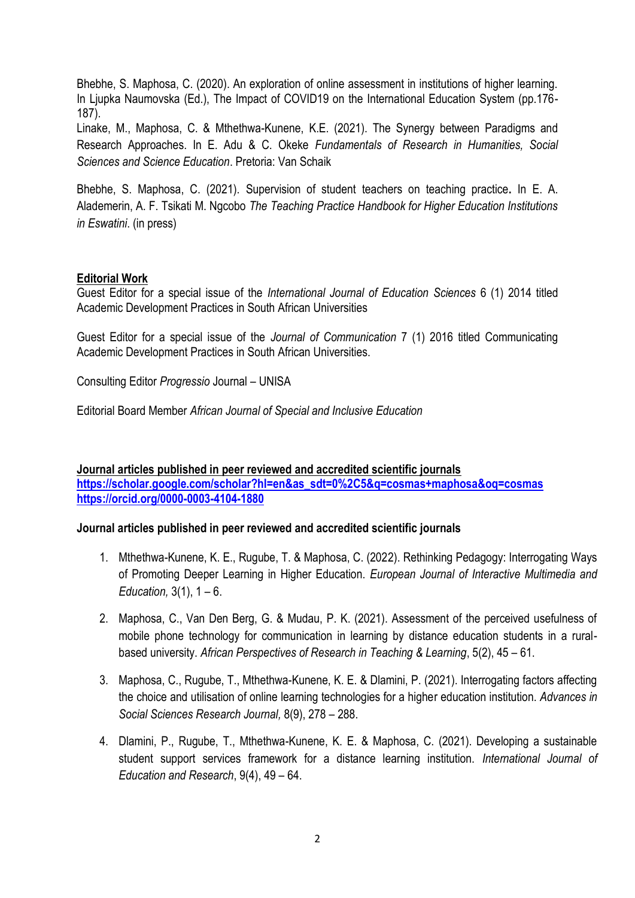Bhebhe, S. Maphosa, C. (2020). An exploration of online assessment in institutions of higher learning. In Ljupka Naumovska (Ed.), The Impact of COVID19 on the International Education System (pp.176-187).

Linake, M., Maphosa, C. & Mthethwa-Kunene, K.E. (2021). The Synergy between Paradigms and Research Approaches. In E. Adu & C. Okeke *Fundamentals of Research in Humanities, Social Sciences and Science Education*. Pretoria: Van Schaik

Bhebhe, S. Maphosa, C. (2021). Supervision of student teachers on teaching practice**.** In E. A. Alademerin, A. F. Tsikati M. Ngcobo *The Teaching Practice Handbook for Higher Education Institutions in Eswatini*. (in press)

**Editorial Work**

Guest Editor for a special issue of the *International Journal of Education Sciences* 6 (1) 2014 titled Academic Development Practices in South African Universities

Guest Editor for a special issue of the *Journal of Communication* 7 (1) 2016 titled Communicating Academic Development Practices in South African Universities.

Consulting Editor *Progressio* Journal – UNISA

Editorial Board Member *African Journal of Special and Inclusive Education*

**Journal articles published in peer reviewed and accredited scientific journals**
**https://scholar.google.com/scholar?hl=en&as_sdt=0%2C5&q=cosmas+maphosa&oq=cosmas**
**https://orcid.org/0000-0003-4104-1880**

**Journal articles published in peer reviewed and accredited scientific journals**

1. Mthethwa-Kunene, K. E., Rugube, T. & Maphosa, C. (2022). Rethinking Pedagogy: Interrogating Ways of Promoting Deeper Learning in Higher Education. *European Journal of Interactive Multimedia and Education,* 3(1), 1 – 6.

2. Maphosa, C., Van Den Berg, G. & Mudau, P. K. (2021). Assessment of the perceived usefulness of mobile phone technology for communication in learning by distance education students in a rural-based university. *African Perspectives of Research in Teaching & Learning*, 5(2), 45 – 61.

3. Maphosa, C., Rugube, T., Mthethwa-Kunene, K. E. & Dlamini, P. (2021). Interrogating factors affecting the choice and utilisation of online learning technologies for a higher education institution. *Advances in Social Sciences Research Journal,* 8(9), 278 – 288.

4. Dlamini, P., Rugube, T., Mthethwa-Kunene, K. E. & Maphosa, C. (2021). Developing a sustainable student support services framework for a distance learning institution. *International Journal of Education and Research*, 9(4), 49 – 64.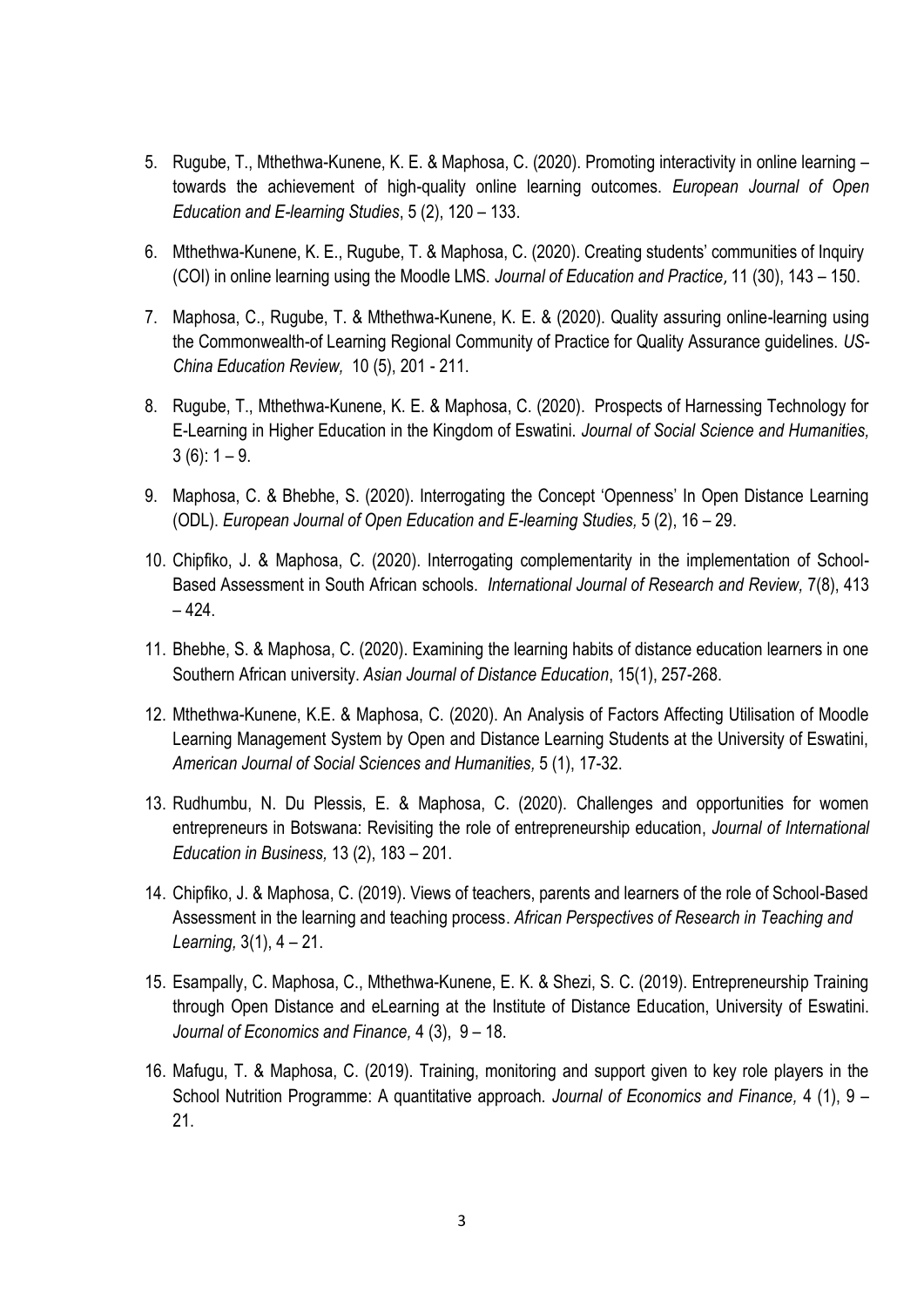5. Rugube, T., Mthethwa-Kunene, K. E. & Maphosa, C. (2020). Promoting interactivity in online learning – towards the achievement of high-quality online learning outcomes. *European Journal of Open Education and E-learning Studies*, 5 (2), 120 – 133.

6. Mthethwa-Kunene, K. E., Rugube, T. & Maphosa, C. (2020). Creating students' communities of Inquiry (COI) in online learning using the Moodle LMS. *Journal of Education and Practice,* 11 (30), 143 – 150.

7. Maphosa, C., Rugube, T. & Mthethwa-Kunene, K. E. & (2020). Quality assuring online-learning using the Commonwealth-of Learning Regional Community of Practice for Quality Assurance guidelines. *US-China Education Review,* 10 (5), 201 - 211.

8. Rugube, T., Mthethwa-Kunene, K. E. & Maphosa, C. (2020). Prospects of Harnessing Technology for E-Learning in Higher Education in the Kingdom of Eswatini. *Journal of Social Science and Humanities,* 3 (6): 1 – 9.

9. Maphosa, C. & Bhebhe, S. (2020). Interrogating the Concept 'Openness' In Open Distance Learning (ODL). *European Journal of Open Education and E-learning Studies,* 5 (2), 16 – 29.

10. Chipfiko, J. & Maphosa, C. (2020). Interrogating complementarity in the implementation of School-Based Assessment in South African schools. *International Journal of Research and Review,* 7(8), 413 – 424.

11. Bhebhe, S. & Maphosa, C. (2020). Examining the learning habits of distance education learners in one Southern African university. *Asian Journal of Distance Education*, 15(1), 257-268.

12. Mthethwa-Kunene, K.E. & Maphosa, C. (2020). An Analysis of Factors Affecting Utilisation of Moodle Learning Management System by Open and Distance Learning Students at the University of Eswatini, *American Journal of Social Sciences and Humanities,* 5 (1), 17-32.

13. Rudhumbu, N. Du Plessis, E. & Maphosa, C. (2020). Challenges and opportunities for women entrepreneurs in Botswana: Revisiting the role of entrepreneurship education, *Journal of International Education in Business,* 13 (2), 183 – 201.

14. Chipfiko, J. & Maphosa, C. (2019). Views of teachers, parents and learners of the role of School-Based Assessment in the learning and teaching process. *African Perspectives of Research in Teaching and Learning,* 3(1), 4 – 21.

15. Esampally, C. Maphosa, C., Mthethwa-Kunene, E. K. & Shezi, S. C. (2019). Entrepreneurship Training through Open Distance and eLearning at the Institute of Distance Education, University of Eswatini. *Journal of Economics and Finance,* 4 (3), 9 – 18.

16. Mafugu, T. & Maphosa, C. (2019). Training, monitoring and support given to key role players in the School Nutrition Programme: A quantitative approach. *Journal of Economics and Finance,* 4 (1), 9 – 21.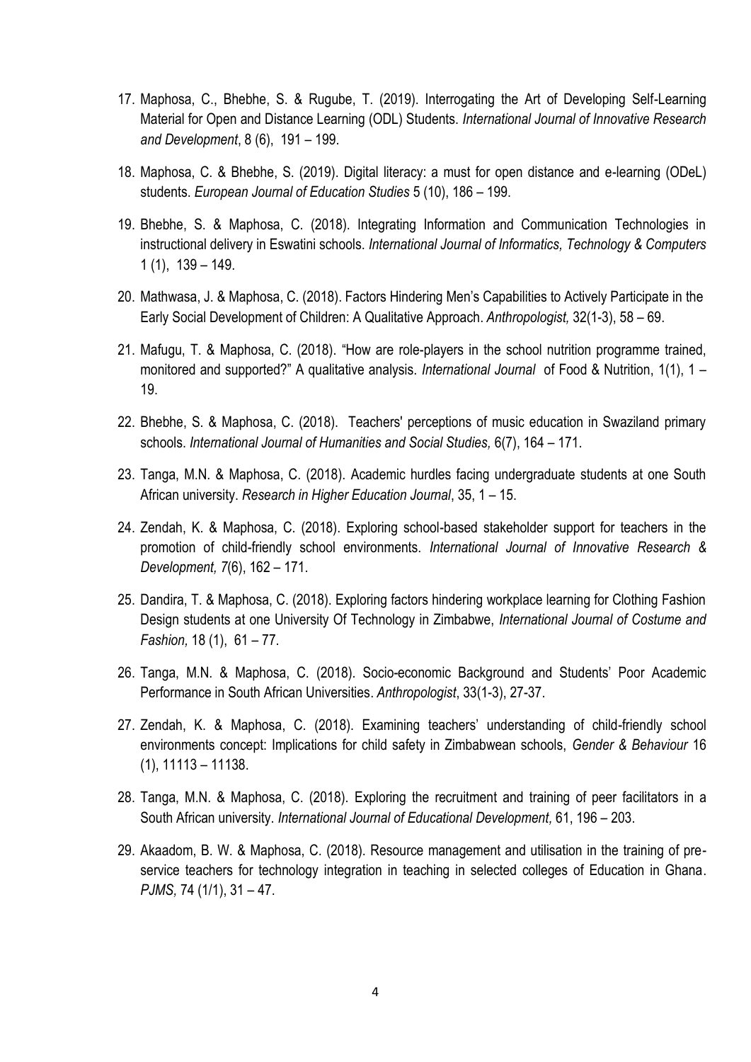17. Maphosa, C., Bhebhe, S. & Rugube, T. (2019). Interrogating the Art of Developing Self-Learning Material for Open and Distance Learning (ODL) Students. *International Journal of Innovative Research and Development*, 8 (6), 191 – 199.
18. Maphosa, C. & Bhebhe, S. (2019). Digital literacy: a must for open distance and e-learning (ODeL) students. *European Journal of Education Studies* 5 (10), 186 – 199.
19. Bhebhe, S. & Maphosa, C. (2018). Integrating Information and Communication Technologies in instructional delivery in Eswatini schools. *International Journal of Informatics, Technology & Computers* 1 (1), 139 – 149.
20. Mathwasa, J. & Maphosa, C. (2018). Factors Hindering Men's Capabilities to Actively Participate in the Early Social Development of Children: A Qualitative Approach. *Anthropologist,* 32(1-3), 58 – 69.
21. Mafugu, T. & Maphosa, C. (2018). "How are role-players in the school nutrition programme trained, monitored and supported?" A qualitative analysis. *International Journal* of Food & Nutrition, 1(1), 1 – 19.
22. Bhebhe, S. & Maphosa, C. (2018). Teachers' perceptions of music education in Swaziland primary schools. *International Journal of Humanities and Social Studies,* 6(7), 164 – 171.
23. Tanga, M.N. & Maphosa, C. (2018). Academic hurdles facing undergraduate students at one South African university. *Research in Higher Education Journal*, 35, 1 – 15.
24. Zendah, K. & Maphosa, C. (2018). Exploring school-based stakeholder support for teachers in the promotion of child-friendly school environments. *International Journal of Innovative Research & Development, 7*(6), 162 – 171.
25. Dandira, T. & Maphosa, C. (2018). Exploring factors hindering workplace learning for Clothing Fashion Design students at one University Of Technology in Zimbabwe, *International Journal of Costume and Fashion,* 18 (1), 61 – 77.
26. Tanga, M.N. & Maphosa, C. (2018). Socio-economic Background and Students' Poor Academic Performance in South African Universities. *Anthropologist*, 33(1-3), 27-37.
27. Zendah, K. & Maphosa, C. (2018). Examining teachers' understanding of child-friendly school environments concept: Implications for child safety in Zimbabwean schools, *Gender & Behaviour* 16 (1), 11113 – 11138.
28. Tanga, M.N. & Maphosa, C. (2018). Exploring the recruitment and training of peer facilitators in a South African university. *International Journal of Educational Development,* 61, 196 – 203.
29. Akaadom, B. W. & Maphosa, C. (2018). Resource management and utilisation in the training of pre-service teachers for technology integration in teaching in selected colleges of Education in Ghana. *PJMS,* 74 (1/1), 31 – 47.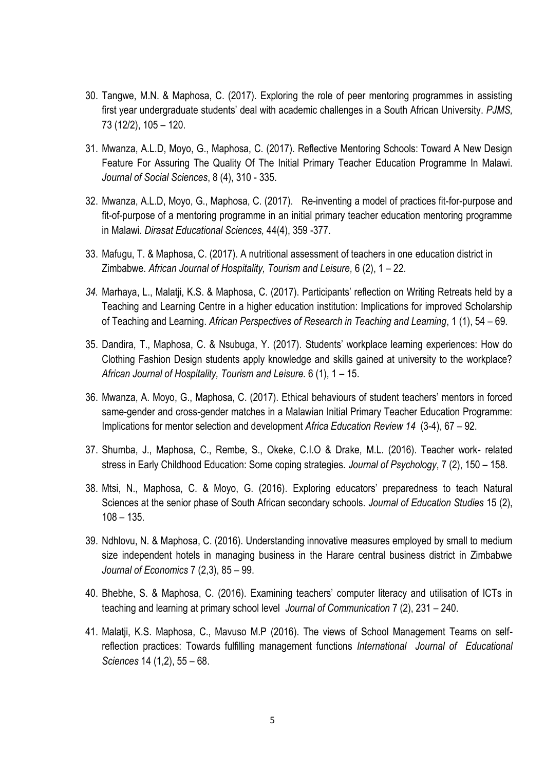30. Tangwe, M.N. & Maphosa, C. (2017). Exploring the role of peer mentoring programmes in assisting first year undergraduate students' deal with academic challenges in a South African University. *PJMS,* 73 (12/2), 105 – 120.

31. Mwanza, A.L.D, Moyo, G., Maphosa, C. (2017). Reflective Mentoring Schools: Toward A New Design Feature For Assuring The Quality Of The Initial Primary Teacher Education Programme In Malawi. *Journal of Social Sciences*, 8 (4), 310 - 335.

32. Mwanza, A.L.D, Moyo, G., Maphosa, C. (2017). Re-inventing a model of practices fit-for-purpose and fit-of-purpose of a mentoring programme in an initial primary teacher education mentoring programme in Malawi. *Dirasat Educational Sciences,* 44(4), 359 -377.

33. Mafugu, T. & Maphosa, C. (2017). A nutritional assessment of teachers in one education district in Zimbabwe. *African Journal of Hospitality, Tourism and Leisure*, 6 (2), 1 – 22.

34. Marhaya, L., Malatji, K.S. & Maphosa, C. (2017). Participants' reflection on Writing Retreats held by a Teaching and Learning Centre in a higher education institution: Implications for improved Scholarship of Teaching and Learning. *African Perspectives of Research in Teaching and Learning*, 1 (1), 54 – 69.

35. Dandira, T., Maphosa, C. & Nsubuga, Y. (2017). Students' workplace learning experiences: How do Clothing Fashion Design students apply knowledge and skills gained at university to the workplace? *African Journal of Hospitality, Tourism and Leisure.* 6 (1), 1 – 15.

36. Mwanza, A. Moyo, G., Maphosa, C. (2017). Ethical behaviours of student teachers' mentors in forced same-gender and cross-gender matches in a Malawian Initial Primary Teacher Education Programme: Implications for mentor selection and development *Africa Education Review 14* (3-4), 67 – 92.

37. Shumba, J., Maphosa, C., Rembe, S., Okeke, C.I.O & Drake, M.L. (2016). Teacher work- related stress in Early Childhood Education: Some coping strategies. *Journal of Psychology*, 7 (2), 150 – 158.

38. Mtsi, N., Maphosa, C. & Moyo, G. (2016). Exploring educators' preparedness to teach Natural Sciences at the senior phase of South African secondary schools. *Journal of Education Studies* 15 (2), 108 – 135.

39. Ndhlovu, N. & Maphosa, C. (2016). Understanding innovative measures employed by small to medium size independent hotels in managing business in the Harare central business district in Zimbabwe *Journal of Economics* 7 (2,3), 85 – 99.

40. Bhebhe, S. & Maphosa, C. (2016). Examining teachers' computer literacy and utilisation of ICTs in teaching and learning at primary school level *Journal of Communication* 7 (2), 231 – 240.

41. Malatji, K.S. Maphosa, C., Mavuso M.P (2016). The views of School Management Teams on self-reflection practices: Towards fulfilling management functions *International Journal of Educational Sciences* 14 (1,2), 55 – 68.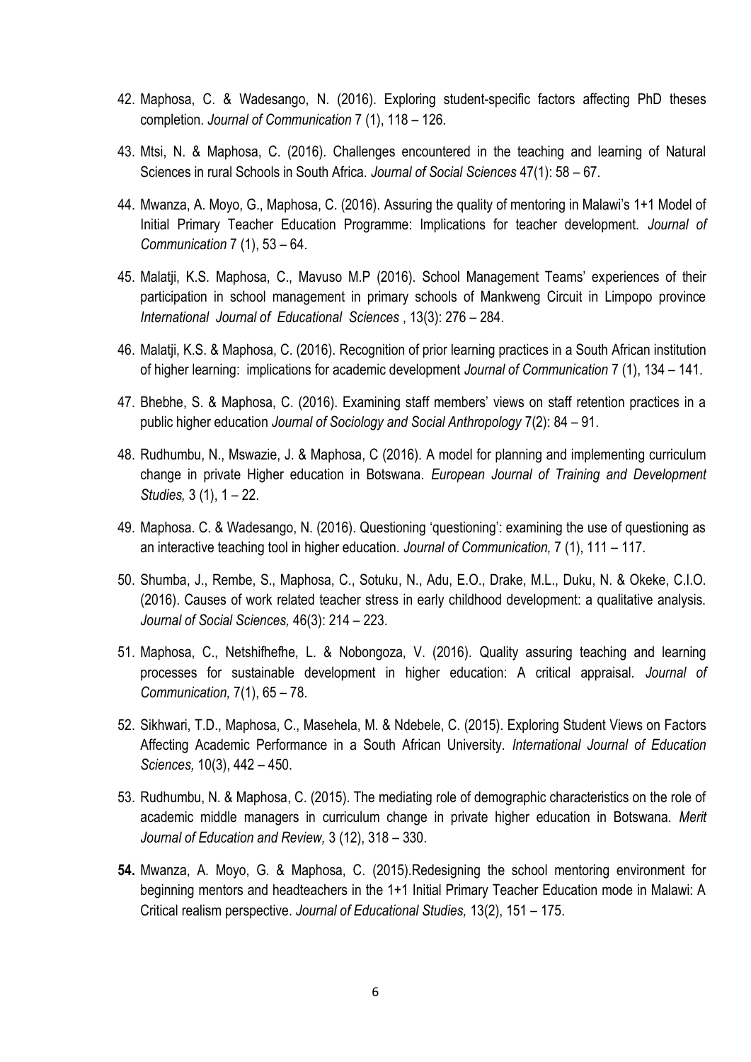42. Maphosa, C. & Wadesango, N. (2016). Exploring student-specific factors affecting PhD theses completion. *Journal of Communication* 7 (1), 118 – 126.

43. Mtsi, N. & Maphosa, C. (2016). Challenges encountered in the teaching and learning of Natural Sciences in rural Schools in South Africa. *Journal of Social Sciences* 47(1): 58 – 67.

44. Mwanza, A. Moyo, G., Maphosa, C. (2016). Assuring the quality of mentoring in Malawi's 1+1 Model of Initial Primary Teacher Education Programme: Implications for teacher development. *Journal of Communication* 7 (1), 53 – 64.

45. Malatji, K.S. Maphosa, C., Mavuso M.P (2016). School Management Teams' experiences of their participation in school management in primary schools of Mankweng Circuit in Limpopo province *International Journal of Educational Sciences* , 13(3): 276 – 284.

46. Malatji, K.S. & Maphosa, C. (2016). Recognition of prior learning practices in a South African institution of higher learning: implications for academic development *Journal of Communication* 7 (1), 134 – 141.

47. Bhebhe, S. & Maphosa, C. (2016). Examining staff members' views on staff retention practices in a public higher education *Journal of Sociology and Social Anthropology* 7(2): 84 – 91.

48. Rudhumbu, N., Mswazie, J. & Maphosa, C (2016). A model for planning and implementing curriculum change in private Higher education in Botswana. *European Journal of Training and Development Studies,* 3 (1), 1 – 22.

49. Maphosa. C. & Wadesango, N. (2016). Questioning 'questioning': examining the use of questioning as an interactive teaching tool in higher education. *Journal of Communication,* 7 (1), 111 – 117.

50. Shumba, J., Rembe, S., Maphosa, C., Sotuku, N., Adu, E.O., Drake, M.L., Duku, N. & Okeke, C.I.O. (2016). Causes of work related teacher stress in early childhood development: a qualitative analysis. *Journal of Social Sciences,* 46(3): 214 – 223.

51. Maphosa, C., Netshifhefhe, L. & Nobongoza, V. (2016). Quality assuring teaching and learning processes for sustainable development in higher education: A critical appraisal. *Journal of Communication,* 7(1), 65 – 78.

52. Sikhwari, T.D., Maphosa, C., Masehela, M. & Ndebele, C. (2015). Exploring Student Views on Factors Affecting Academic Performance in a South African University. *International Journal of Education Sciences,* 10(3), 442 – 450.

53. Rudhumbu, N. & Maphosa, C. (2015). The mediating role of demographic characteristics on the role of academic middle managers in curriculum change in private higher education in Botswana. *Merit Journal of Education and Review,* 3 (12), 318 – 330.

54. Mwanza, A. Moyo, G. & Maphosa, C. (2015).Redesigning the school mentoring environment for beginning mentors and headteachers in the 1+1 Initial Primary Teacher Education mode in Malawi: A Critical realism perspective. *Journal of Educational Studies,* 13(2), 151 – 175.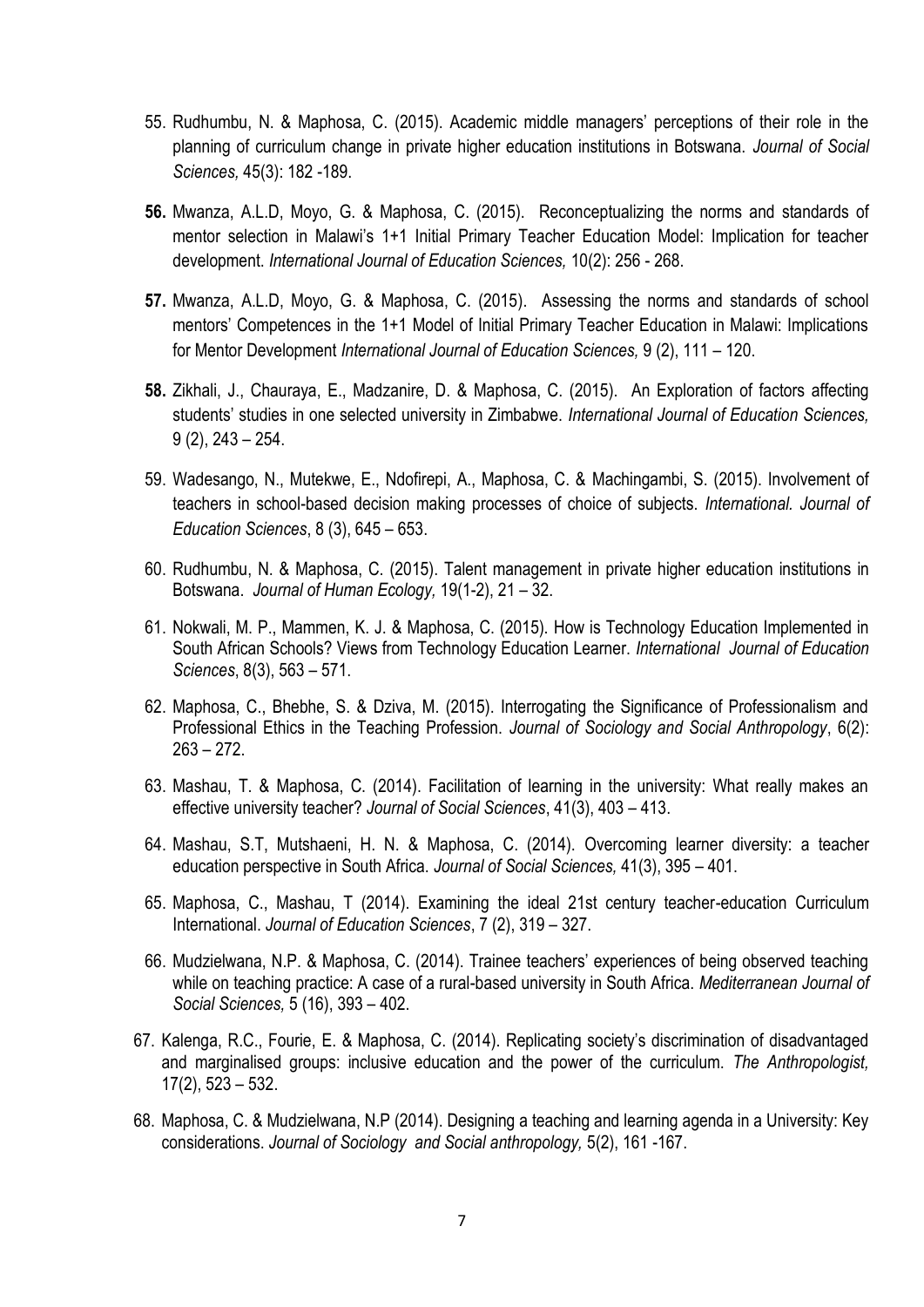55. Rudhumbu, N. & Maphosa, C. (2015). Academic middle managers' perceptions of their role in the planning of curriculum change in private higher education institutions in Botswana. *Journal of Social Sciences,* 45(3): 182 -189.

56. Mwanza, A.L.D, Moyo, G. & Maphosa, C. (2015). Reconceptualizing the norms and standards of mentor selection in Malawi's 1+1 Initial Primary Teacher Education Model: Implication for teacher development. *International Journal of Education Sciences,* 10(2): 256 - 268.

57. Mwanza, A.L.D, Moyo, G. & Maphosa, C. (2015). Assessing the norms and standards of school mentors' Competences in the 1+1 Model of Initial Primary Teacher Education in Malawi: Implications for Mentor Development *International Journal of Education Sciences,* 9 (2), 111 – 120.

58. Zikhali, J., Chauraya, E., Madzanire, D. & Maphosa, C. (2015). An Exploration of factors affecting students' studies in one selected university in Zimbabwe. *International Journal of Education Sciences,* 9 (2), 243 – 254.

59. Wadesango, N., Mutekwe, E., Ndofirepi, A., Maphosa, C. & Machingambi, S. (2015). Involvement of teachers in school-based decision making processes of choice of subjects. *International. Journal of Education Sciences*, 8 (3), 645 – 653.

60. Rudhumbu, N. & Maphosa, C. (2015). Talent management in private higher education institutions in Botswana. *Journal of Human Ecology,* 19(1-2), 21 – 32.

61. Nokwali, M. P., Mammen, K. J. & Maphosa, C. (2015). How is Technology Education Implemented in South African Schools? Views from Technology Education Learner. *International Journal of Education Sciences*, 8(3), 563 – 571.

62. Maphosa, C., Bhebhe, S. & Dziva, M. (2015). Interrogating the Significance of Professionalism and Professional Ethics in the Teaching Profession. *Journal of Sociology and Social Anthropology*, 6(2): 263 – 272.

63. Mashau, T. & Maphosa, C. (2014). Facilitation of learning in the university: What really makes an effective university teacher? *Journal of Social Sciences*, 41(3), 403 – 413.

64. Mashau, S.T, Mutshaeni, H. N. & Maphosa, C. (2014). Overcoming learner diversity: a teacher education perspective in South Africa. *Journal of Social Sciences,* 41(3), 395 – 401.

65. Maphosa, C., Mashau, T (2014). Examining the ideal 21st century teacher-education Curriculum International. *Journal of Education Sciences*, 7 (2), 319 – 327.

66. Mudzielwana, N.P. & Maphosa, C. (2014). Trainee teachers' experiences of being observed teaching while on teaching practice: A case of a rural-based university in South Africa. *Mediterranean Journal of Social Sciences,* 5 (16), 393 – 402.

67. Kalenga, R.C., Fourie, E. & Maphosa, C. (2014). Replicating society's discrimination of disadvantaged and marginalised groups: inclusive education and the power of the curriculum. *The Anthropologist,* 17(2), 523 – 532.

68. Maphosa, C. & Mudzielwana, N.P (2014). Designing a teaching and learning agenda in a University: Key considerations. *Journal of Sociology and Social anthropology,* 5(2), 161 -167.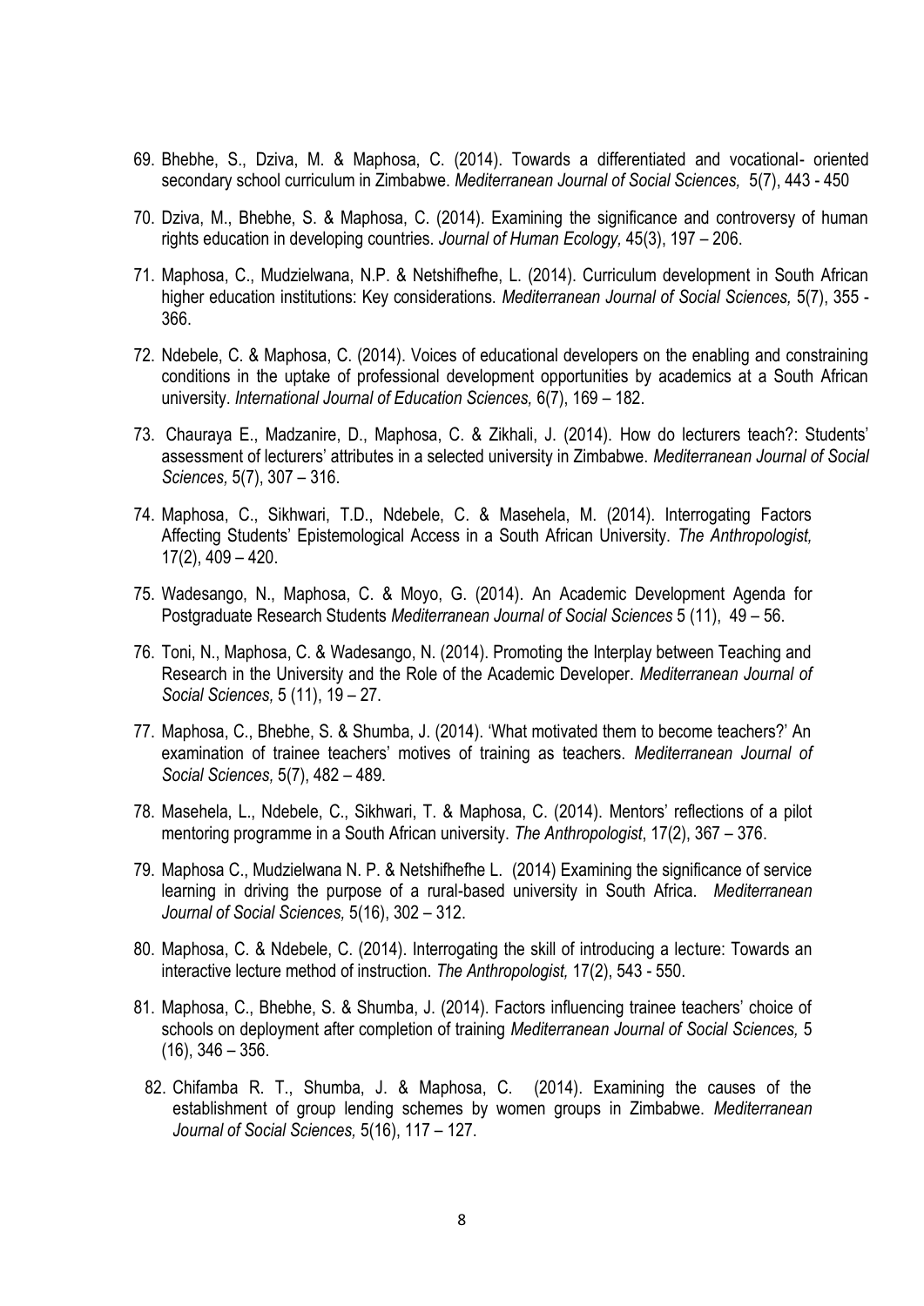69. Bhebhe, S., Dziva, M. & Maphosa, C. (2014). Towards a differentiated and vocational- oriented secondary school curriculum in Zimbabwe. *Mediterranean Journal of Social Sciences,* 5(7), 443 - 450
70. Dziva, M., Bhebhe, S. & Maphosa, C. (2014). Examining the significance and controversy of human rights education in developing countries. *Journal of Human Ecology,* 45(3), 197 – 206.
71. Maphosa, C., Mudzielwana, N.P. & Netshifhefhe, L. (2014). Curriculum development in South African higher education institutions: Key considerations. *Mediterranean Journal of Social Sciences,* 5(7), 355 - 366.
72. Ndebele, C. & Maphosa, C. (2014). Voices of educational developers on the enabling and constraining conditions in the uptake of professional development opportunities by academics at a South African university. *International Journal of Education Sciences,* 6(7), 169 – 182.
73. Chauraya E., Madzanire, D., Maphosa, C. & Zikhali, J. (2014). How do lecturers teach?: Students' assessment of lecturers' attributes in a selected university in Zimbabwe. *Mediterranean Journal of Social Sciences,* 5(7), 307 – 316.
74. Maphosa, C., Sikhwari, T.D., Ndebele, C. & Masehela, M. (2014). Interrogating Factors Affecting Students' Epistemological Access in a South African University. *The Anthropologist,* 17(2), 409 – 420.
75. Wadesango, N., Maphosa, C. & Moyo, G. (2014). An Academic Development Agenda for Postgraduate Research Students *Mediterranean Journal of Social Sciences* 5 (11), 49 – 56.
76. Toni, N., Maphosa, C. & Wadesango, N. (2014). Promoting the Interplay between Teaching and Research in the University and the Role of the Academic Developer. *Mediterranean Journal of Social Sciences,* 5 (11), 19 – 27.
77. Maphosa, C., Bhebhe, S. & Shumba, J. (2014). 'What motivated them to become teachers?' An examination of trainee teachers' motives of training as teachers. *Mediterranean Journal of Social Sciences,* 5(7), 482 – 489.
78. Masehela, L., Ndebele, C., Sikhwari, T. & Maphosa, C. (2014). Mentors' reflections of a pilot mentoring programme in a South African university. *The Anthropologist*, 17(2), 367 – 376.
79. Maphosa C., Mudzielwana N. P. & Netshifhefhe L. (2014) Examining the significance of service learning in driving the purpose of a rural-based university in South Africa. *Mediterranean Journal of Social Sciences,* 5(16), 302 – 312.
80. Maphosa, C. & Ndebele, C. (2014). Interrogating the skill of introducing a lecture: Towards an interactive lecture method of instruction. *The Anthropologist,* 17(2), 543 - 550.
81. Maphosa, C., Bhebhe, S. & Shumba, J. (2014). Factors influencing trainee teachers' choice of schools on deployment after completion of training *Mediterranean Journal of Social Sciences,* 5 (16), 346 – 356.
82. Chifamba R. T., Shumba, J. & Maphosa, C. (2014). Examining the causes of the establishment of group lending schemes by women groups in Zimbabwe. *Mediterranean Journal of Social Sciences,* 5(16), 117 – 127.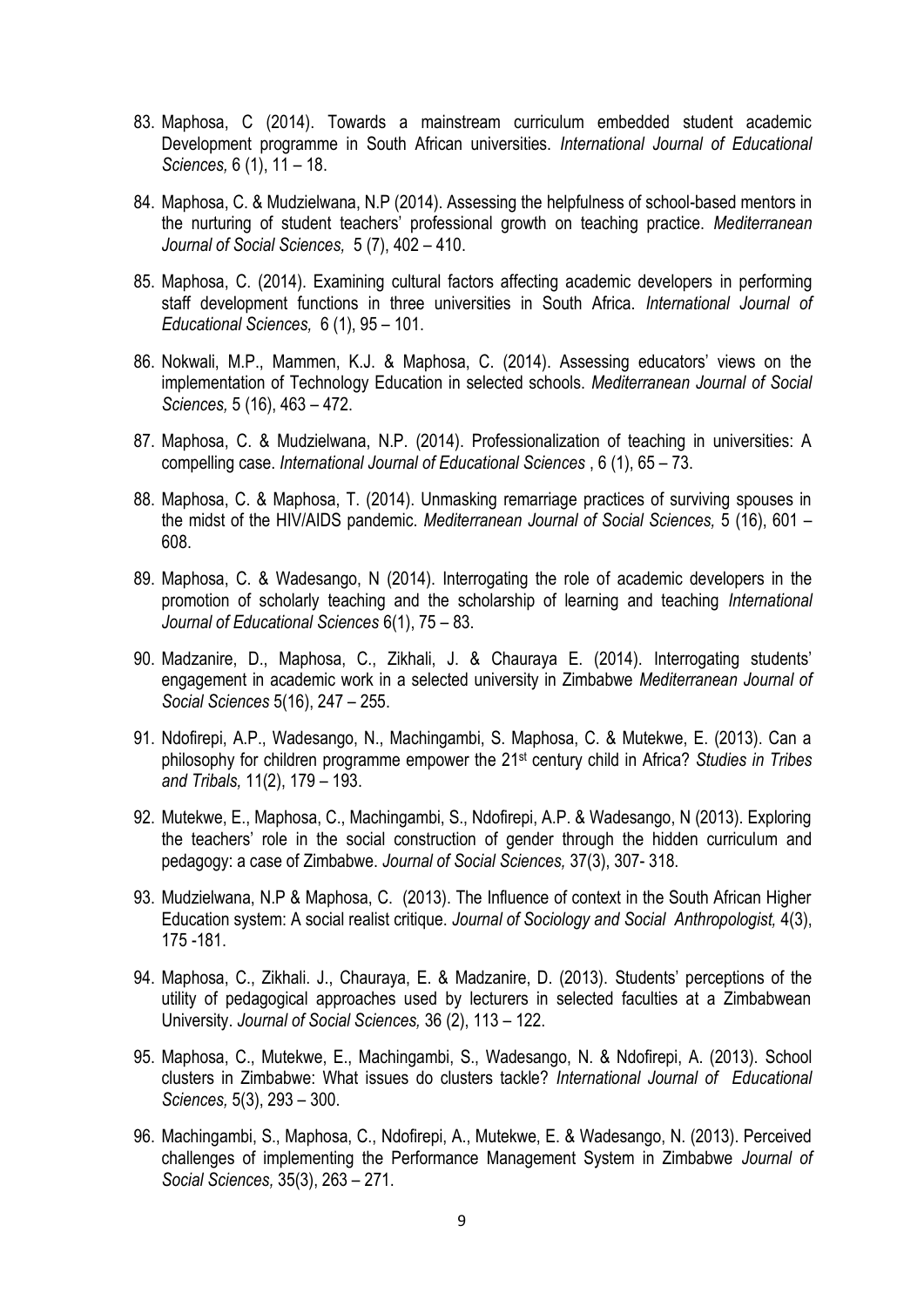83. Maphosa, C (2014). Towards a mainstream curriculum embedded student academic Development programme in South African universities. *International Journal of Educational Sciences,* 6 (1), 11 – 18.

84. Maphosa, C. & Mudzielwana, N.P (2014). Assessing the helpfulness of school-based mentors in the nurturing of student teachers' professional growth on teaching practice. *Mediterranean Journal of Social Sciences,* 5 (7), 402 – 410.

85. Maphosa, C. (2014). Examining cultural factors affecting academic developers in performing staff development functions in three universities in South Africa. *International Journal of Educational Sciences,* 6 (1), 95 – 101.

86. Nokwali, M.P., Mammen, K.J. & Maphosa, C. (2014). Assessing educators' views on the implementation of Technology Education in selected schools. *Mediterranean Journal of Social Sciences,* 5 (16), 463 – 472.

87. Maphosa, C. & Mudzielwana, N.P. (2014). Professionalization of teaching in universities: A compelling case. *International Journal of Educational Sciences* , 6 (1), 65 – 73.

88. Maphosa, C. & Maphosa, T. (2014). Unmasking remarriage practices of surviving spouses in the midst of the HIV/AIDS pandemic. *Mediterranean Journal of Social Sciences,* 5 (16), 601 – 608.

89. Maphosa, C. & Wadesango, N (2014). Interrogating the role of academic developers in the promotion of scholarly teaching and the scholarship of learning and teaching *International Journal of Educational Sciences* 6(1), 75 – 83.

90. Madzanire, D., Maphosa, C., Zikhali, J. & Chauraya E. (2014). Interrogating students' engagement in academic work in a selected university in Zimbabwe *Mediterranean Journal of Social Sciences* 5(16), 247 – 255.

91. Ndofirepi, A.P., Wadesango, N., Machingambi, S. Maphosa, C. & Mutekwe, E. (2013). Can a philosophy for children programme empower the 21st century child in Africa? *Studies in Tribes and Tribals,* 11(2), 179 – 193.

92. Mutekwe, E., Maphosa, C., Machingambi, S., Ndofirepi, A.P. & Wadesango, N (2013). Exploring the teachers' role in the social construction of gender through the hidden curriculum and pedagogy: a case of Zimbabwe. *Journal of Social Sciences,* 37(3), 307- 318.

93. Mudzielwana, N.P & Maphosa, C. (2013). The Influence of context in the South African Higher Education system: A social realist critique. *Journal of Sociology and Social Anthropologist,* 4(3), 175 -181.

94. Maphosa, C., Zikhali. J., Chauraya, E. & Madzanire, D. (2013). Students' perceptions of the utility of pedagogical approaches used by lecturers in selected faculties at a Zimbabwean University. *Journal of Social Sciences,* 36 (2), 113 – 122.

95. Maphosa, C., Mutekwe, E., Machingambi, S., Wadesango, N. & Ndofirepi, A. (2013). School clusters in Zimbabwe: What issues do clusters tackle? *International Journal of Educational Sciences,* 5(3), 293 – 300.

96. Machingambi, S., Maphosa, C., Ndofirepi, A., Mutekwe, E. & Wadesango, N. (2013). Perceived challenges of implementing the Performance Management System in Zimbabwe *Journal of Social Sciences,* 35(3), 263 – 271.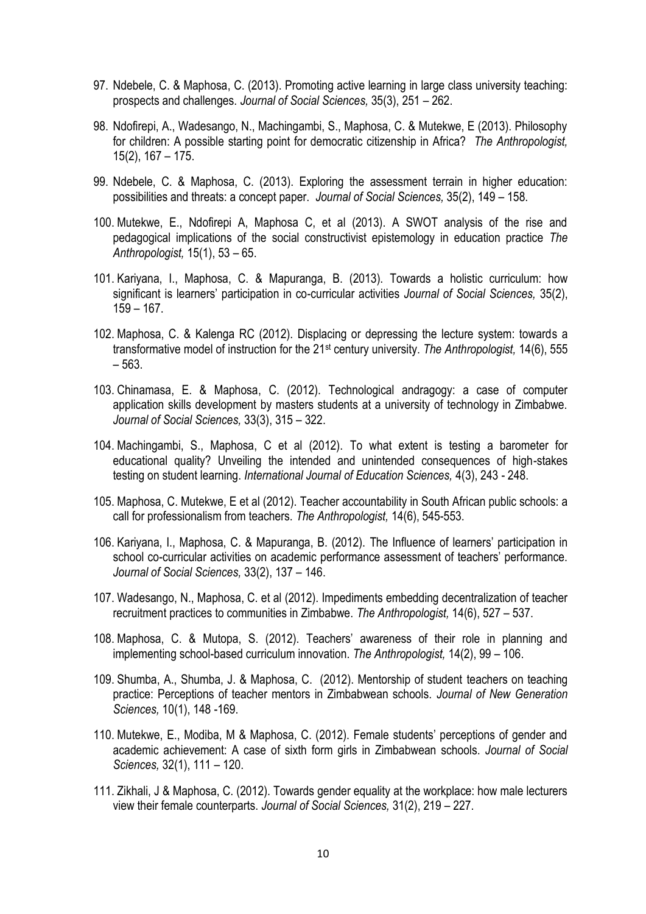97. Ndebele, C. & Maphosa, C. (2013). Promoting active learning in large class university teaching: prospects and challenges. *Journal of Social Sciences,* 35(3), 251 – 262.

98. Ndofirepi, A., Wadesango, N., Machingambi, S., Maphosa, C. & Mutekwe, E (2013). Philosophy for children: A possible starting point for democratic citizenship in Africa? *The Anthropologist,* 15(2), 167 – 175.

99. Ndebele, C. & Maphosa, C. (2013). Exploring the assessment terrain in higher education: possibilities and threats: a concept paper. *Journal of Social Sciences,* 35(2), 149 – 158.

100. Mutekwe, E., Ndofirepi A, Maphosa C, et al (2013). A SWOT analysis of the rise and pedagogical implications of the social constructivist epistemology in education practice *The Anthropologist,* 15(1), 53 – 65.

101. Kariyana, I., Maphosa, C. & Mapuranga, B. (2013). Towards a holistic curriculum: how significant is learners' participation in co-curricular activities *Journal of Social Sciences,* 35(2), 159 – 167.

102. Maphosa, C. & Kalenga RC (2012). Displacing or depressing the lecture system: towards a transformative model of instruction for the 21st century university. *The Anthropologist,* 14(6), 555 – 563.

103. Chinamasa, E. & Maphosa, C. (2012). Technological andragogy: a case of computer application skills development by masters students at a university of technology in Zimbabwe. *Journal of Social Sciences,* 33(3), 315 – 322.

104. Machingambi, S., Maphosa, C et al (2012). To what extent is testing a barometer for educational quality? Unveiling the intended and unintended consequences of high-stakes testing on student learning. *International Journal of Education Sciences,* 4(3), 243 - 248.

105. Maphosa, C. Mutekwe, E et al (2012). Teacher accountability in South African public schools: a call for professionalism from teachers. *The Anthropologist,* 14(6), 545-553.

106. Kariyana, I., Maphosa, C. & Mapuranga, B. (2012). The Influence of learners' participation in school co-curricular activities on academic performance assessment of teachers' performance. *Journal of Social Sciences,* 33(2), 137 – 146.

107. Wadesango, N., Maphosa, C. et al (2012). Impediments embedding decentralization of teacher recruitment practices to communities in Zimbabwe. *The Anthropologist,* 14(6), 527 – 537.

108. Maphosa, C. & Mutopa, S. (2012). Teachers' awareness of their role in planning and implementing school-based curriculum innovation. *The Anthropologist,* 14(2), 99 – 106.

109. Shumba, A., Shumba, J. & Maphosa, C. (2012). Mentorship of student teachers on teaching practice: Perceptions of teacher mentors in Zimbabwean schools. *Journal of New Generation Sciences,* 10(1), 148 -169.

110. Mutekwe, E., Modiba, M & Maphosa, C. (2012). Female students' perceptions of gender and academic achievement: A case of sixth form girls in Zimbabwean schools. *Journal of Social Sciences,* 32(1), 111 – 120.

111. Zikhali, J & Maphosa, C. (2012). Towards gender equality at the workplace: how male lecturers view their female counterparts. *Journal of Social Sciences,* 31(2), 219 – 227.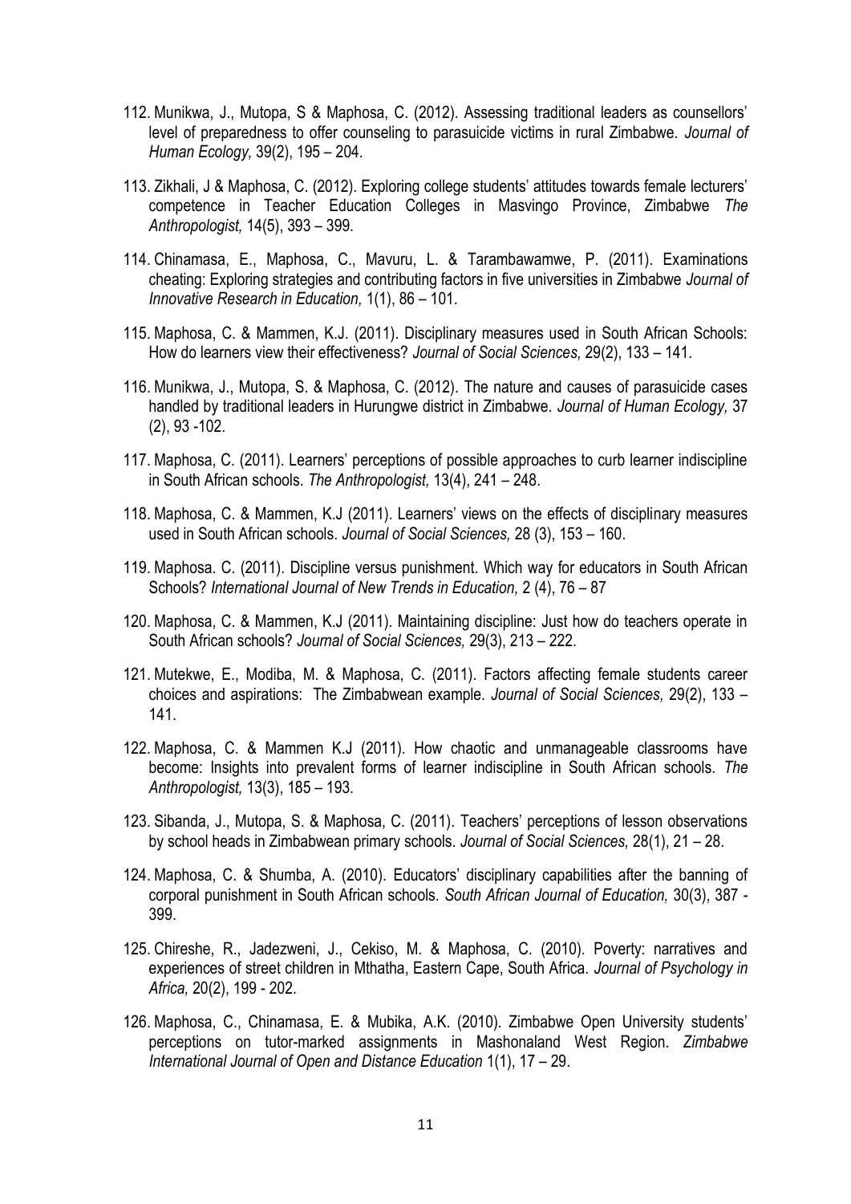112. Munikwa, J., Mutopa, S & Maphosa, C. (2012). Assessing traditional leaders as counsellors' level of preparedness to offer counseling to parasuicide victims in rural Zimbabwe. *Journal of Human Ecology,* 39(2), 195 – 204.

113. Zikhali, J & Maphosa, C. (2012). Exploring college students' attitudes towards female lecturers' competence in Teacher Education Colleges in Masvingo Province, Zimbabwe *The Anthropologist,* 14(5), 393 – 399.

114. Chinamasa, E., Maphosa, C., Mavuru, L. & Tarambawamwe, P. (2011). Examinations cheating: Exploring strategies and contributing factors in five universities in Zimbabwe *Journal of Innovative Research in Education,* 1(1), 86 – 101.

115. Maphosa, C. & Mammen, K.J. (2011). Disciplinary measures used in South African Schools: How do learners view their effectiveness? *Journal of Social Sciences,* 29(2), 133 – 141.

116. Munikwa, J., Mutopa, S. & Maphosa, C. (2012). The nature and causes of parasuicide cases handled by traditional leaders in Hurungwe district in Zimbabwe. *Journal of Human Ecology,* 37 (2), 93 -102.

117. Maphosa, C. (2011). Learners' perceptions of possible approaches to curb learner indiscipline in South African schools. *The Anthropologist,* 13(4), 241 – 248.

118. Maphosa, C. & Mammen, K.J (2011). Learners' views on the effects of disciplinary measures used in South African schools. *Journal of Social Sciences,* 28 (3), 153 – 160.

119. Maphosa. C. (2011). Discipline versus punishment. Which way for educators in South African Schools? *International Journal of New Trends in Education,* 2 (4), 76 – 87

120. Maphosa, C. & Mammen, K.J (2011). Maintaining discipline: Just how do teachers operate in South African schools? *Journal of Social Sciences,* 29(3), 213 – 222.

121. Mutekwe, E., Modiba, M. & Maphosa, C. (2011). Factors affecting female students career choices and aspirations: The Zimbabwean example. *Journal of Social Sciences,* 29(2), 133 – 141.

122. Maphosa, C. & Mammen K.J (2011). How chaotic and unmanageable classrooms have become: Insights into prevalent forms of learner indiscipline in South African schools. *The Anthropologist,* 13(3), 185 – 193.

123. Sibanda, J., Mutopa, S. & Maphosa, C. (2011). Teachers' perceptions of lesson observations by school heads in Zimbabwean primary schools. *Journal of Social Sciences,* 28(1), 21 – 28.

124. Maphosa, C. & Shumba, A. (2010). Educators' disciplinary capabilities after the banning of corporal punishment in South African schools. *South African Journal of Education,* 30(3), 387 - 399.

125. Chireshe, R., Jadezweni, J., Cekiso, M. & Maphosa, C. (2010). Poverty: narratives and experiences of street children in Mthatha, Eastern Cape, South Africa. *Journal of Psychology in Africa,* 20(2), 199 - 202.

126. Maphosa, C., Chinamasa, E. & Mubika, A.K. (2010). Zimbabwe Open University students' perceptions on tutor-marked assignments in Mashonaland West Region. *Zimbabwe International Journal of Open and Distance Education* 1(1), 17 – 29.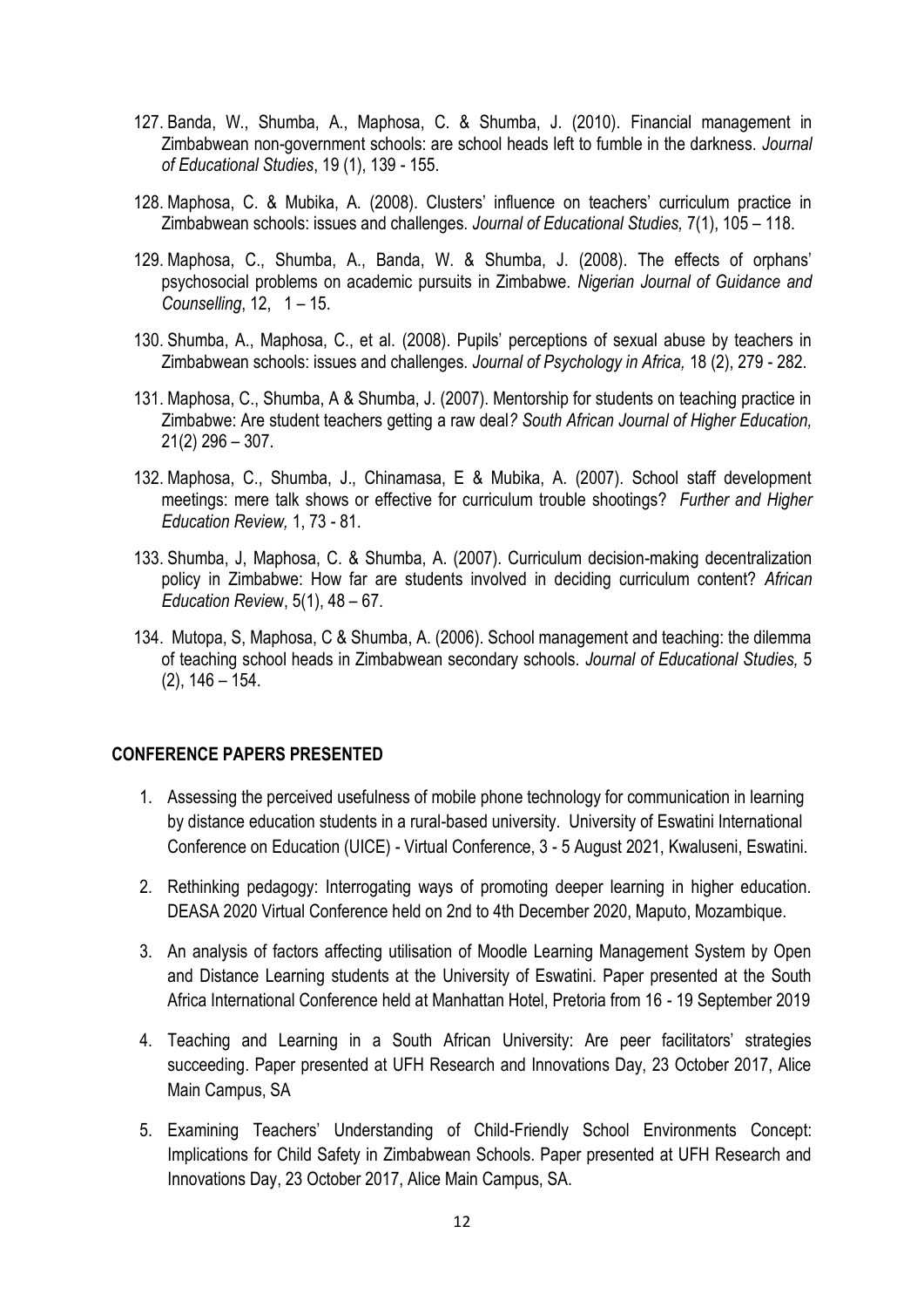127. Banda, W., Shumba, A., Maphosa, C. & Shumba, J. (2010). Financial management in Zimbabwean non-government schools: are school heads left to fumble in the darkness. *Journal of Educational Studies*, 19 (1), 139 - 155.

128. Maphosa, C. & Mubika, A. (2008). Clusters' influence on teachers' curriculum practice in Zimbabwean schools: issues and challenges. *Journal of Educational Studies,* 7(1), 105 – 118.

129. Maphosa, C., Shumba, A., Banda, W. & Shumba, J. (2008). The effects of orphans' psychosocial problems on academic pursuits in Zimbabwe. *Nigerian Journal of Guidance and Counselling*, 12, 1 – 15.

130. Shumba, A., Maphosa, C., et al. (2008). Pupils' perceptions of sexual abuse by teachers in Zimbabwean schools: issues and challenges. *Journal of Psychology in Africa,* 18 (2), 279 - 282.

131. Maphosa, C., Shumba, A & Shumba, J. (2007). Mentorship for students on teaching practice in Zimbabwe: Are student teachers getting a raw deal*? South African Journal of Higher Education,* 21(2) 296 – 307.

132. Maphosa, C., Shumba, J., Chinamasa, E & Mubika, A. (2007). School staff development meetings: mere talk shows or effective for curriculum trouble shootings? *Further and Higher Education Review,* 1, 73 - 81.

133. Shumba, J, Maphosa, C. & Shumba, A. (2007). Curriculum decision-making decentralization policy in Zimbabwe: How far are students involved in deciding curriculum content? *African Education Revie*w, 5(1), 48 – 67.

134. Mutopa, S, Maphosa, C & Shumba, A. (2006). School management and teaching: the dilemma of teaching school heads in Zimbabwean secondary schools. *Journal of Educational Studies,* 5 (2), 146 – 154.

## CONFERENCE PAPERS PRESENTED

1. Assessing the perceived usefulness of mobile phone technology for communication in learning by distance education students in a rural-based university. University of Eswatini International Conference on Education (UICE) - Virtual Conference, 3 - 5 August 2021, Kwaluseni, Eswatini.

2. Rethinking pedagogy: Interrogating ways of promoting deeper learning in higher education. DEASA 2020 Virtual Conference held on 2nd to 4th December 2020, Maputo, Mozambique.

3. An analysis of factors affecting utilisation of Moodle Learning Management System by Open and Distance Learning students at the University of Eswatini. Paper presented at the South Africa International Conference held at Manhattan Hotel, Pretoria from 16 - 19 September 2019

4. Teaching and Learning in a South African University: Are peer facilitators' strategies succeeding. Paper presented at UFH Research and Innovations Day, 23 October 2017, Alice Main Campus, SA

5. Examining Teachers' Understanding of Child-Friendly School Environments Concept: Implications for Child Safety in Zimbabwean Schools. Paper presented at UFH Research and Innovations Day, 23 October 2017, Alice Main Campus, SA.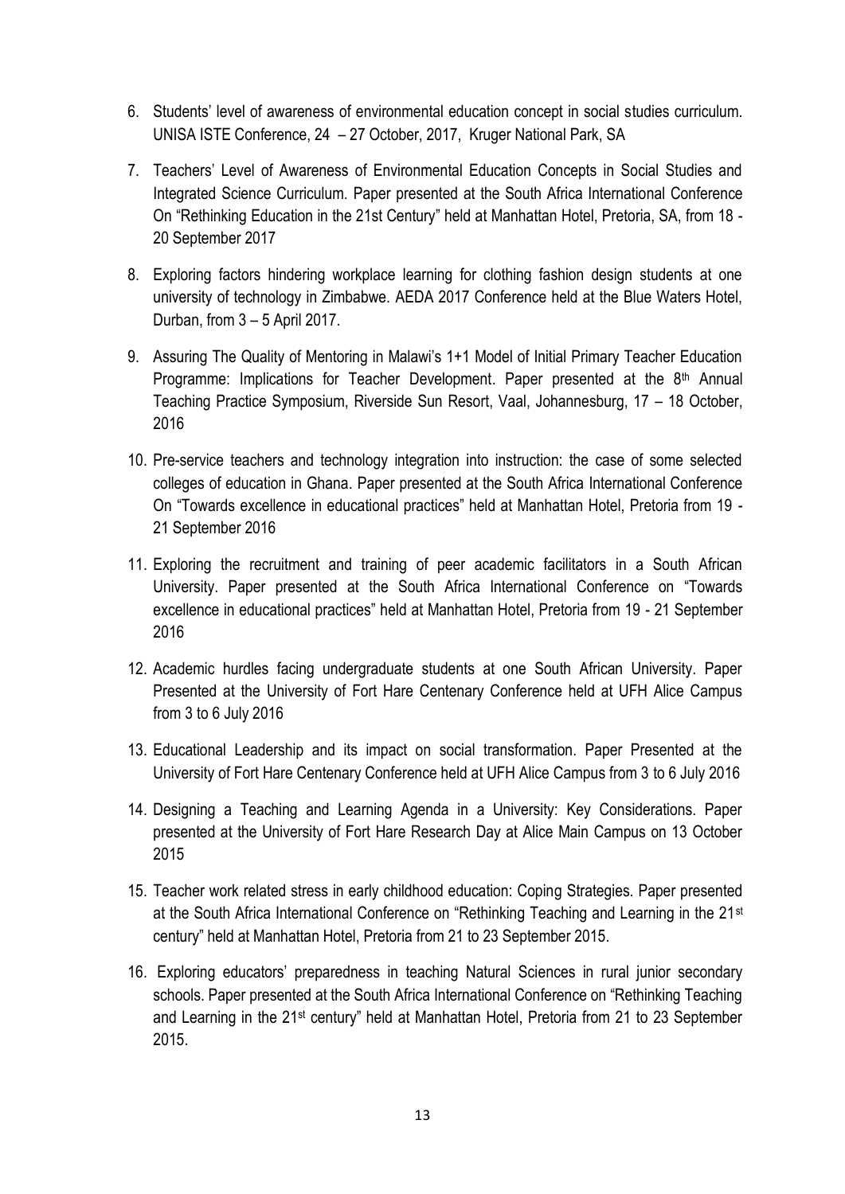6. Students' level of awareness of environmental education concept in social studies curriculum. UNISA ISTE Conference, 24 – 27 October, 2017, Kruger National Park, SA

7. Teachers' Level of Awareness of Environmental Education Concepts in Social Studies and Integrated Science Curriculum. Paper presented at the South Africa International Conference On "Rethinking Education in the 21st Century" held at Manhattan Hotel, Pretoria, SA, from 18 - 20 September 2017

8. Exploring factors hindering workplace learning for clothing fashion design students at one university of technology in Zimbabwe. AEDA 2017 Conference held at the Blue Waters Hotel, Durban, from 3 – 5 April 2017.

9. Assuring The Quality of Mentoring in Malawi's 1+1 Model of Initial Primary Teacher Education Programme: Implications for Teacher Development. Paper presented at the 8th Annual Teaching Practice Symposium, Riverside Sun Resort, Vaal, Johannesburg, 17 – 18 October, 2016

10. Pre-service teachers and technology integration into instruction: the case of some selected colleges of education in Ghana. Paper presented at the South Africa International Conference On "Towards excellence in educational practices" held at Manhattan Hotel, Pretoria from 19 - 21 September 2016

11. Exploring the recruitment and training of peer academic facilitators in a South African University. Paper presented at the South Africa International Conference on "Towards excellence in educational practices" held at Manhattan Hotel, Pretoria from 19 - 21 September 2016

12. Academic hurdles facing undergraduate students at one South African University. Paper Presented at the University of Fort Hare Centenary Conference held at UFH Alice Campus from 3 to 6 July 2016

13. Educational Leadership and its impact on social transformation. Paper Presented at the University of Fort Hare Centenary Conference held at UFH Alice Campus from 3 to 6 July 2016

14. Designing a Teaching and Learning Agenda in a University: Key Considerations. Paper presented at the University of Fort Hare Research Day at Alice Main Campus on 13 October 2015

15. Teacher work related stress in early childhood education: Coping Strategies. Paper presented at the South Africa International Conference on "Rethinking Teaching and Learning in the 21st century" held at Manhattan Hotel, Pretoria from 21 to 23 September 2015.

16. Exploring educators' preparedness in teaching Natural Sciences in rural junior secondary schools. Paper presented at the South Africa International Conference on "Rethinking Teaching and Learning in the 21st century" held at Manhattan Hotel, Pretoria from 21 to 23 September 2015.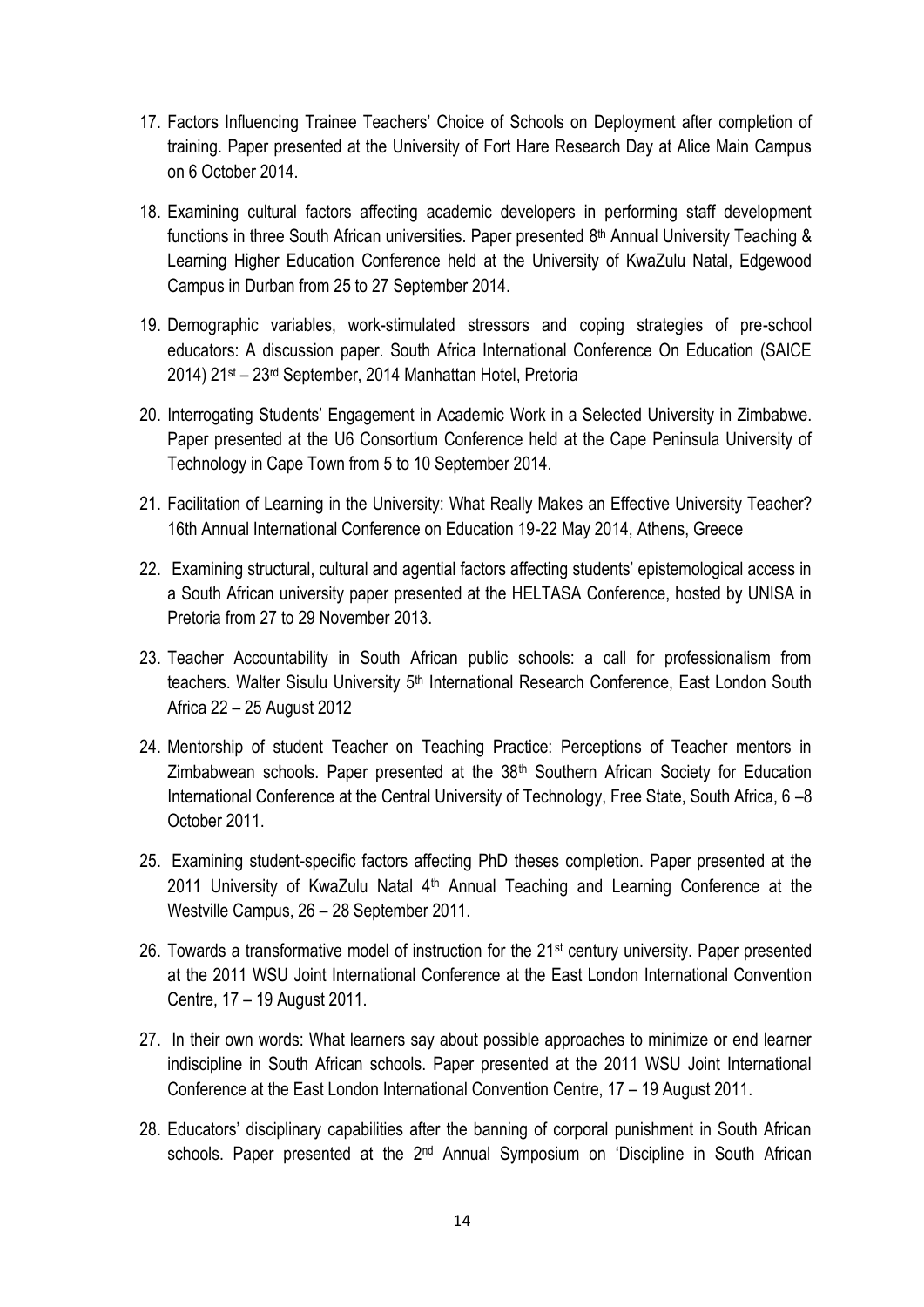17. Factors Influencing Trainee Teachers' Choice of Schools on Deployment after completion of training. Paper presented at the University of Fort Hare Research Day at Alice Main Campus on 6 October 2014.

18. Examining cultural factors affecting academic developers in performing staff development functions in three South African universities. Paper presented 8th Annual University Teaching & Learning Higher Education Conference held at the University of KwaZulu Natal, Edgewood Campus in Durban from 25 to 27 September 2014.

19. Demographic variables, work-stimulated stressors and coping strategies of pre-school educators: A discussion paper. South Africa International Conference On Education (SAICE 2014) 21st – 23rd September, 2014 Manhattan Hotel, Pretoria

20. Interrogating Students' Engagement in Academic Work in a Selected University in Zimbabwe. Paper presented at the U6 Consortium Conference held at the Cape Peninsula University of Technology in Cape Town from 5 to 10 September 2014.

21. Facilitation of Learning in the University: What Really Makes an Effective University Teacher? 16th Annual International Conference on Education 19-22 May 2014, Athens, Greece

22. Examining structural, cultural and agential factors affecting students' epistemological access in a South African university paper presented at the HELTASA Conference, hosted by UNISA in Pretoria from 27 to 29 November 2013.

23. Teacher Accountability in South African public schools: a call for professionalism from teachers. Walter Sisulu University 5th International Research Conference, East London South Africa 22 – 25 August 2012

24. Mentorship of student Teacher on Teaching Practice: Perceptions of Teacher mentors in Zimbabwean schools. Paper presented at the 38th Southern African Society for Education International Conference at the Central University of Technology, Free State, South Africa, 6 –8 October 2011.

25. Examining student-specific factors affecting PhD theses completion. Paper presented at the 2011 University of KwaZulu Natal 4th Annual Teaching and Learning Conference at the Westville Campus, 26 – 28 September 2011.

26. Towards a transformative model of instruction for the 21st century university. Paper presented at the 2011 WSU Joint International Conference at the East London International Convention Centre, 17 – 19 August 2011.

27. In their own words: What learners say about possible approaches to minimize or end learner indiscipline in South African schools. Paper presented at the 2011 WSU Joint International Conference at the East London International Convention Centre, 17 – 19 August 2011.

28. Educators' disciplinary capabilities after the banning of corporal punishment in South African schools. Paper presented at the 2nd Annual Symposium on 'Discipline in South African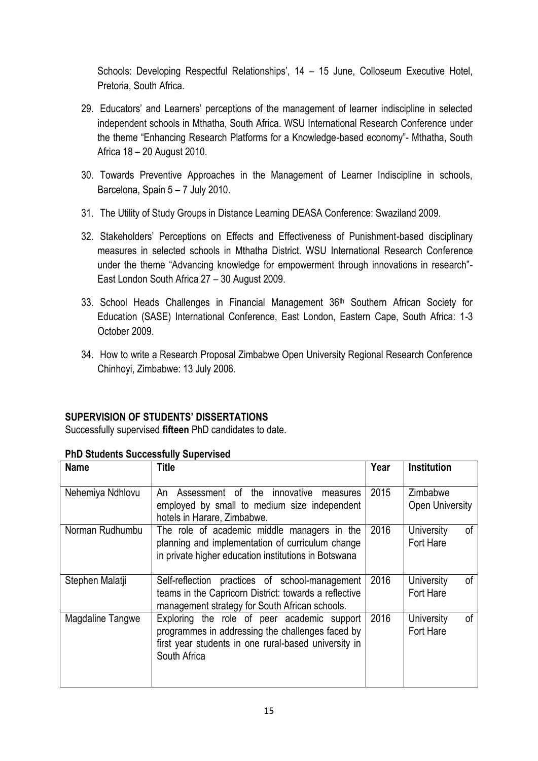Schools: Developing Respectful Relationships', 14 – 15 June, Colloseum Executive Hotel, Pretoria, South Africa.

29. Educators' and Learners' perceptions of the management of learner indiscipline in selected independent schools in Mthatha, South Africa. WSU International Research Conference under the theme "Enhancing Research Platforms for a Knowledge-based economy"- Mthatha, South Africa 18 – 20 August 2010.

30. Towards Preventive Approaches in the Management of Learner Indiscipline in schools, Barcelona, Spain 5 – 7 July 2010.

31. The Utility of Study Groups in Distance Learning DEASA Conference: Swaziland 2009.

32. Stakeholders' Perceptions on Effects and Effectiveness of Punishment-based disciplinary measures in selected schools in Mthatha District. WSU International Research Conference under the theme "Advancing knowledge for empowerment through innovations in research"- East London South Africa 27 – 30 August 2009.

33. School Heads Challenges in Financial Management 36th Southern African Society for Education (SASE) International Conference, East London, Eastern Cape, South Africa: 1-3 October 2009.

34. How to write a Research Proposal Zimbabwe Open University Regional Research Conference Chinhoyi, Zimbabwe: 13 July 2006.

## SUPERVISION OF STUDENTS' DISSERTATIONS

Successfully supervised **fifteen** PhD candidates to date.

**PhD Students Successfully Supervised**

| Name | Title | Year | Institution |
|---|---|---|---|
| Nehemiya Ndhlovu | An Assessment of the innovative measures employed by small to medium size independent hotels in Harare, Zimbabwe. | 2015 | Zimbabwe Open University |
| Norman Rudhumbu | The role of academic middle managers in the planning and implementation of curriculum change in private higher education institutions in Botswana | 2016 | University of Fort Hare |
| Stephen Malatji | Self-reflection practices of school-management teams in the Capricorn District: towards a reflective management strategy for South African schools. | 2016 | University of Fort Hare |
| Magdaline Tangwe | Exploring the role of peer academic support programmes in addressing the challenges faced by first year students in one rural-based university in South Africa | 2016 | University of Fort Hare |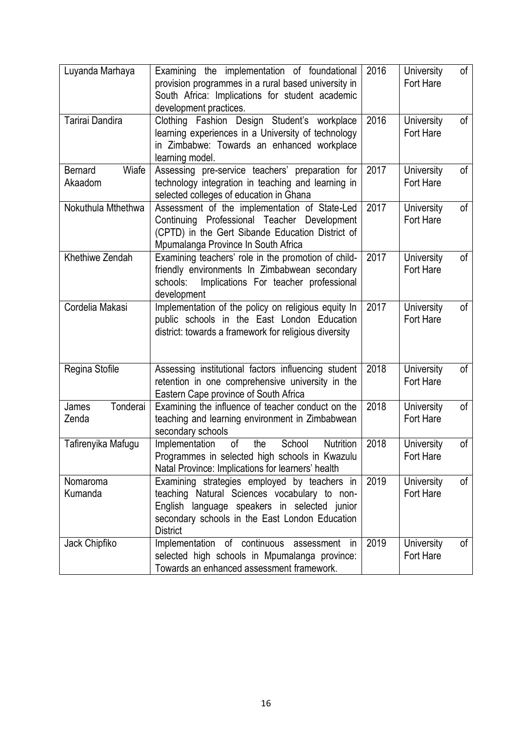| Luyanda Marhaya | Examining the implementation of foundational provision programmes in a rural based university in South Africa: Implications for student academic development practices. | 2016 | University of Fort Hare |
|---|---|---|---|
| Tarirai Dandira | Clothing Fashion Design Student's workplace learning experiences in a University of technology in Zimbabwe: Towards an enhanced workplace learning model. | 2016 | University of Fort Hare |
| Bernard Wiafe Akaadom | Assessing pre-service teachers' preparation for technology integration in teaching and learning in selected colleges of education in Ghana | 2017 | University of Fort Hare |
| Nokuthula Mthethwa | Assessment of the implementation of State-Led Continuing Professional Teacher Development (CPTD) in the Gert Sibande Education District of Mpumalanga Province In South Africa | 2017 | University of Fort Hare |
| Khethiwe Zendah | Examining teachers' role in the promotion of child-friendly environments In Zimbabwean secondary schools: Implications For teacher professional development | 2017 | University of Fort Hare |
| Cordelia Makasi | Implementation of the policy on religious equity In public schools in the East London Education district: towards a framework for religious diversity | 2017 | University of Fort Hare |
| Regina Stofile | Assessing institutional factors influencing student retention in one comprehensive university in the Eastern Cape province of South Africa | 2018 | University of Fort Hare |
| James Tonderai Zenda | Examining the influence of teacher conduct on the teaching and learning environment in Zimbabwean secondary schools | 2018 | University of Fort Hare |
| Tafirenyika Mafugu | Implementation of the School Nutrition Programmes in selected high schools in Kwazulu Natal Province: Implications for learners' health | 2018 | University of Fort Hare |
| Nomaroma Kumanda | Examining strategies employed by teachers in teaching Natural Sciences vocabulary to non-English language speakers in selected junior secondary schools in the East London Education District | 2019 | University of Fort Hare |
| Jack Chipfiko | Implementation of continuous assessment in selected high schools in Mpumalanga province: Towards an enhanced assessment framework. | 2019 | University of Fort Hare |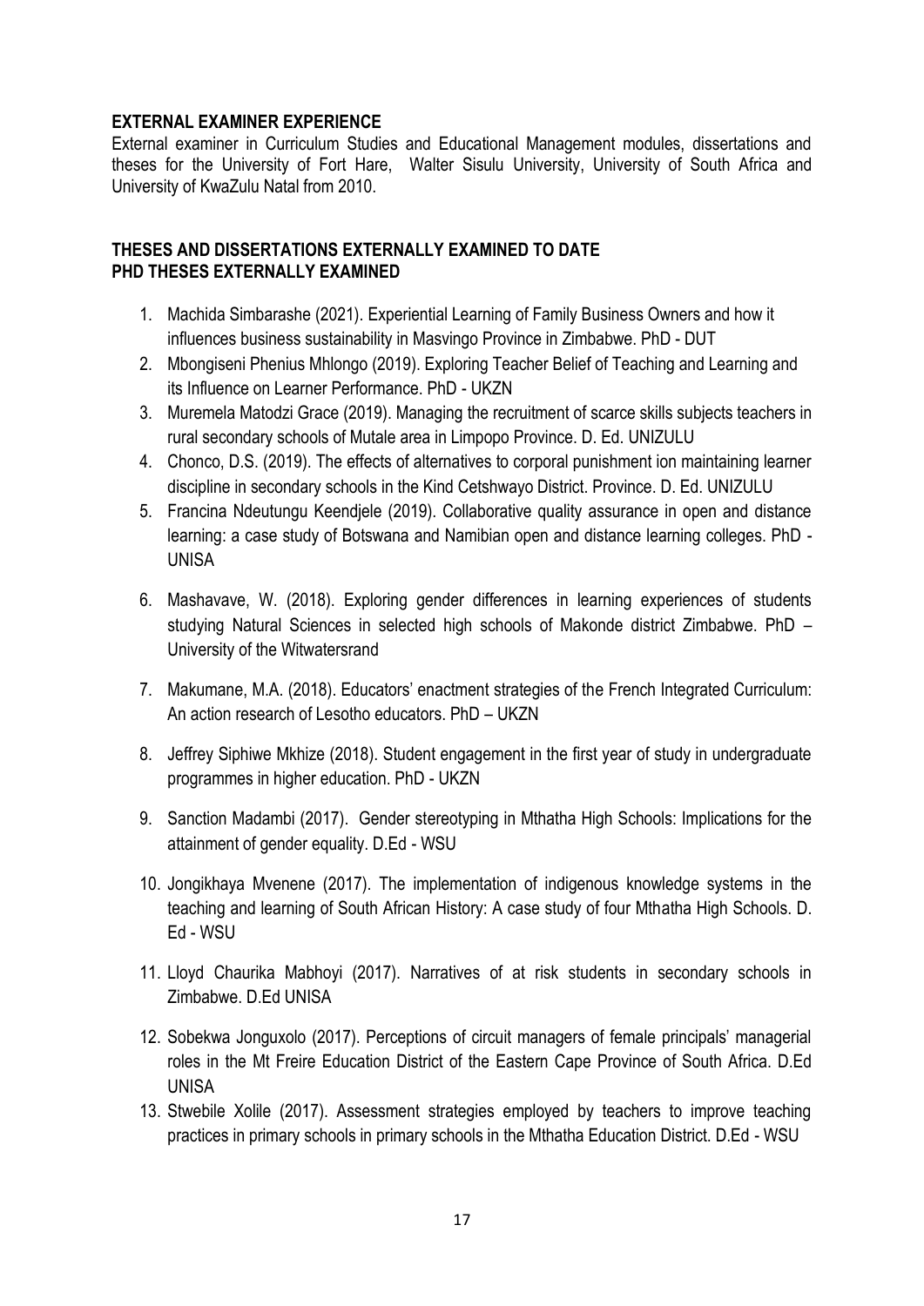**EXTERNAL EXAMINER EXPERIENCE**

External examiner in Curriculum Studies and Educational Management modules, dissertations and theses for the University of Fort Hare, Walter Sisulu University, University of South Africa and University of KwaZulu Natal from 2010.

**THESES AND DISSERTATIONS EXTERNALLY EXAMINED TO DATE**
**PHD THESES EXTERNALLY EXAMINED**

1. Machida Simbarashe (2021). Experiential Learning of Family Business Owners and how it influences business sustainability in Masvingo Province in Zimbabwe. PhD - DUT
2. Mbongiseni Phenius Mhlongo (2019). Exploring Teacher Belief of Teaching and Learning and its Influence on Learner Performance. PhD - UKZN
3. Muremela Matodzi Grace (2019). Managing the recruitment of scarce skills subjects teachers in rural secondary schools of Mutale area in Limpopo Province. D. Ed. UNIZULU
4. Chonco, D.S. (2019). The effects of alternatives to corporal punishment ion maintaining learner discipline in secondary schools in the Kind Cetshwayo District. Province. D. Ed. UNIZULU
5. Francina Ndeutungu Keendjele (2019). Collaborative quality assurance in open and distance learning: a case study of Botswana and Namibian open and distance learning colleges. PhD - UNISA
6. Mashavave, W. (2018). Exploring gender differences in learning experiences of students studying Natural Sciences in selected high schools of Makonde district Zimbabwe. PhD – University of the Witwatersrand
7. Makumane, M.A. (2018). Educators' enactment strategies of the French Integrated Curriculum: An action research of Lesotho educators. PhD – UKZN
8. Jeffrey Siphiwe Mkhize (2018). Student engagement in the first year of study in undergraduate programmes in higher education. PhD - UKZN
9. Sanction Madambi (2017). Gender stereotyping in Mthatha High Schools: Implications for the attainment of gender equality. D.Ed - WSU
10. Jongikhaya Mvenene (2017). The implementation of indigenous knowledge systems in the teaching and learning of South African History: A case study of four Mthatha High Schools. D. Ed - WSU
11. Lloyd Chaurika Mabhoyi (2017). Narratives of at risk students in secondary schools in Zimbabwe. D.Ed UNISA
12. Sobekwa Jonguxolo (2017). Perceptions of circuit managers of female principals' managerial roles in the Mt Freire Education District of the Eastern Cape Province of South Africa. D.Ed UNISA
13. Stwebile Xolile (2017). Assessment strategies employed by teachers to improve teaching practices in primary schools in primary schools in the Mthatha Education District. D.Ed - WSU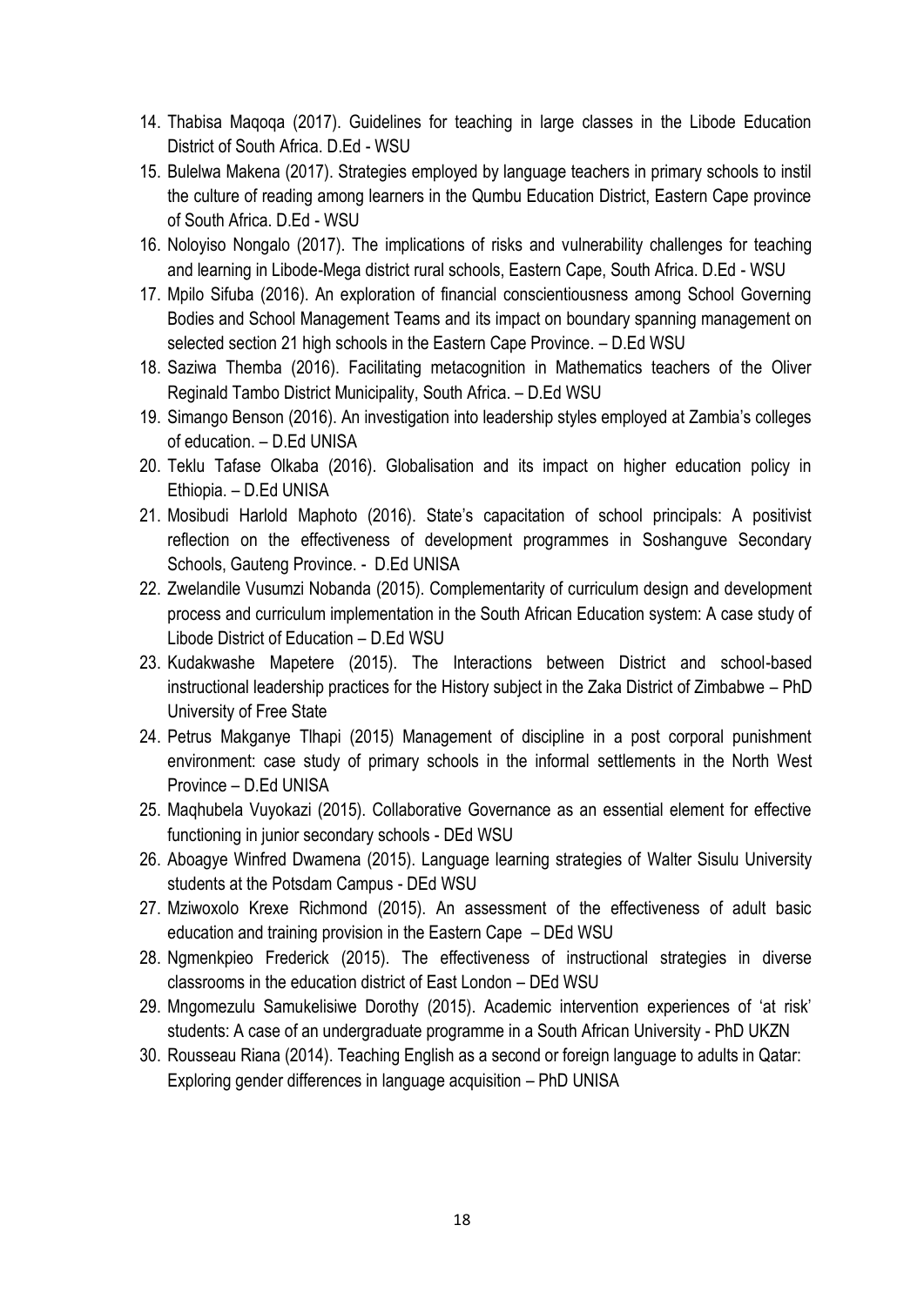14. Thabisa Maqoqa (2017). Guidelines for teaching in large classes in the Libode Education District of South Africa. D.Ed - WSU
15. Bulelwa Makena (2017). Strategies employed by language teachers in primary schools to instil the culture of reading among learners in the Qumbu Education District, Eastern Cape province of South Africa. D.Ed - WSU
16. Noloyiso Nongalo (2017). The implications of risks and vulnerability challenges for teaching and learning in Libode-Mega district rural schools, Eastern Cape, South Africa. D.Ed - WSU
17. Mpilo Sifuba (2016). An exploration of financial conscientiousness among School Governing Bodies and School Management Teams and its impact on boundary spanning management on selected section 21 high schools in the Eastern Cape Province. – D.Ed WSU
18. Saziwa Themba (2016). Facilitating metacognition in Mathematics teachers of the Oliver Reginald Tambo District Municipality, South Africa. – D.Ed WSU
19. Simango Benson (2016). An investigation into leadership styles employed at Zambia's colleges of education. – D.Ed UNISA
20. Teklu Tafase Olkaba (2016). Globalisation and its impact on higher education policy in Ethiopia. – D.Ed UNISA
21. Mosibudi Harlold Maphoto (2016). State's capacitation of school principals: A positivist reflection on the effectiveness of development programmes in Soshanguve Secondary Schools, Gauteng Province. - D.Ed UNISA
22. Zwelandile Vusumzi Nobanda (2015). Complementarity of curriculum design and development process and curriculum implementation in the South African Education system: A case study of Libode District of Education – D.Ed WSU
23. Kudakwashe Mapetere (2015). The Interactions between District and school-based instructional leadership practices for the History subject in the Zaka District of Zimbabwe – PhD University of Free State
24. Petrus Makganye Tlhapi (2015) Management of discipline in a post corporal punishment environment: case study of primary schools in the informal settlements in the North West Province – D.Ed UNISA
25. Maqhubela Vuyokazi (2015). Collaborative Governance as an essential element for effective functioning in junior secondary schools - DEd WSU
26. Aboagye Winfred Dwamena (2015). Language learning strategies of Walter Sisulu University students at the Potsdam Campus - DEd WSU
27. Mziwoxolo Krexe Richmond (2015). An assessment of the effectiveness of adult basic education and training provision in the Eastern Cape – DEd WSU
28. Ngmenkpieo Frederick (2015). The effectiveness of instructional strategies in diverse classrooms in the education district of East London – DEd WSU
29. Mngomezulu Samukelisiwe Dorothy (2015). Academic intervention experiences of 'at risk' students: A case of an undergraduate programme in a South African University - PhD UKZN
30. Rousseau Riana (2014). Teaching English as a second or foreign language to adults in Qatar: Exploring gender differences in language acquisition – PhD UNISA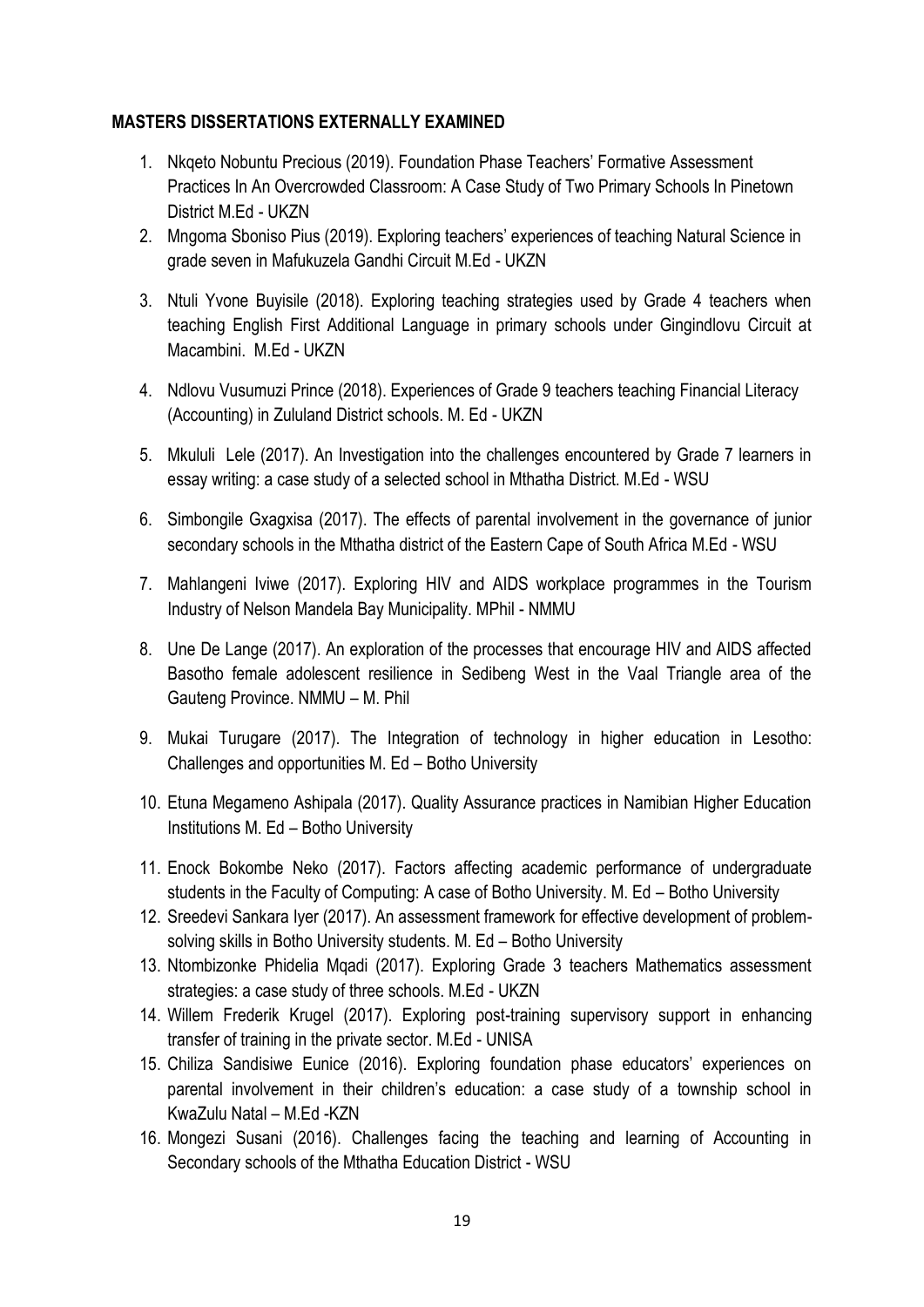**MASTERS DISSERTATIONS EXTERNALLY EXAMINED**

1. Nkqeto Nobuntu Precious (2019). Foundation Phase Teachers' Formative Assessment Practices In An Overcrowded Classroom: A Case Study of Two Primary Schools In Pinetown District M.Ed - UKZN
2. Mngoma Sboniso Pius (2019). Exploring teachers' experiences of teaching Natural Science in grade seven in Mafukuzela Gandhi Circuit M.Ed - UKZN
3. Ntuli Yvone Buyisile (2018). Exploring teaching strategies used by Grade 4 teachers when teaching English First Additional Language in primary schools under Gingindlovu Circuit at Macambini. M.Ed - UKZN
4. Ndlovu Vusumuzi Prince (2018). Experiences of Grade 9 teachers teaching Financial Literacy (Accounting) in Zululand District schools. M. Ed - UKZN
5. Mkululi Lele (2017). An Investigation into the challenges encountered by Grade 7 learners in essay writing: a case study of a selected school in Mthatha District. M.Ed - WSU
6. Simbongile Gxagxisa (2017). The effects of parental involvement in the governance of junior secondary schools in the Mthatha district of the Eastern Cape of South Africa M.Ed - WSU
7. Mahlangeni Iviwe (2017). Exploring HIV and AIDS workplace programmes in the Tourism Industry of Nelson Mandela Bay Municipality. MPhil - NMMU
8. Une De Lange (2017). An exploration of the processes that encourage HIV and AIDS affected Basotho female adolescent resilience in Sedibeng West in the Vaal Triangle area of the Gauteng Province. NMMU – M. Phil
9. Mukai Turugare (2017). The Integration of technology in higher education in Lesotho: Challenges and opportunities M. Ed – Botho University
10. Etuna Megameno Ashipala (2017). Quality Assurance practices in Namibian Higher Education Institutions M. Ed – Botho University
11. Enock Bokombe Neko (2017). Factors affecting academic performance of undergraduate students in the Faculty of Computing: A case of Botho University. M. Ed – Botho University
12. Sreedevi Sankara Iyer (2017). An assessment framework for effective development of problem-solving skills in Botho University students. M. Ed – Botho University
13. Ntombizonke Phidelia Mqadi (2017). Exploring Grade 3 teachers Mathematics assessment strategies: a case study of three schools. M.Ed - UKZN
14. Willem Frederik Krugel (2017). Exploring post-training supervisory support in enhancing transfer of training in the private sector. M.Ed - UNISA
15. Chiliza Sandisiwe Eunice (2016). Exploring foundation phase educators' experiences on parental involvement in their children's education: a case study of a township school in KwaZulu Natal – M.Ed -KZN
16. Mongezi Susani (2016). Challenges facing the teaching and learning of Accounting in Secondary schools of the Mthatha Education District - WSU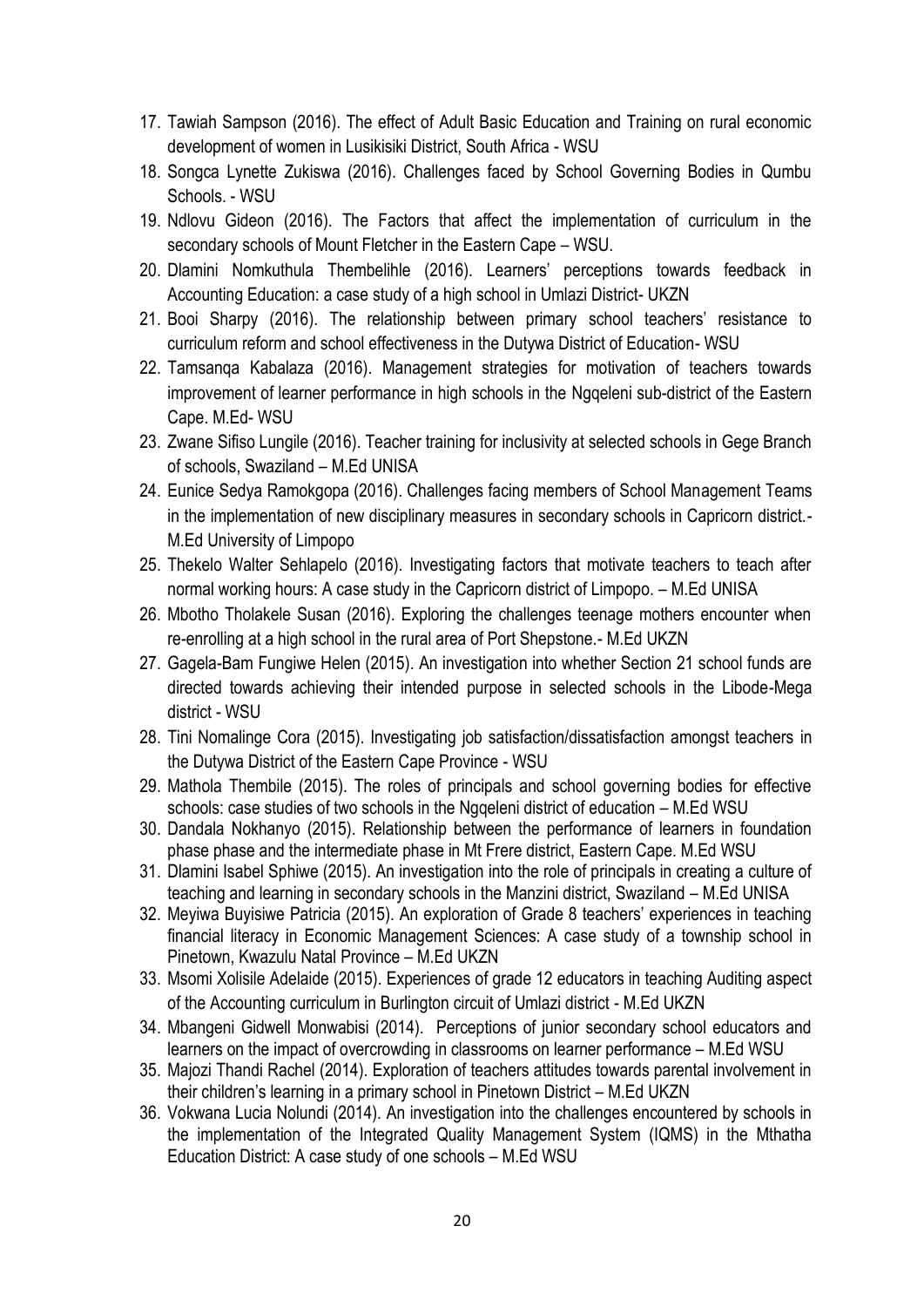17. Tawiah Sampson (2016). The effect of Adult Basic Education and Training on rural economic development of women in Lusikisiki District, South Africa - WSU
18. Songca Lynette Zukiswa (2016). Challenges faced by School Governing Bodies in Qumbu Schools. - WSU
19. Ndlovu Gideon (2016). The Factors that affect the implementation of curriculum in the secondary schools of Mount Fletcher in the Eastern Cape – WSU.
20. Dlamini Nomkuthula Thembelihle (2016). Learners' perceptions towards feedback in Accounting Education: a case study of a high school in Umlazi District- UKZN
21. Booi Sharpy (2016). The relationship between primary school teachers' resistance to curriculum reform and school effectiveness in the Dutywa District of Education- WSU
22. Tamsanqa Kabalaza (2016). Management strategies for motivation of teachers towards improvement of learner performance in high schools in the Ngqeleni sub-district of the Eastern Cape. M.Ed- WSU
23. Zwane Sifiso Lungile (2016). Teacher training for inclusivity at selected schools in Gege Branch of schools, Swaziland – M.Ed UNISA
24. Eunice Sedya Ramokgopa (2016). Challenges facing members of School Management Teams in the implementation of new disciplinary measures in secondary schools in Capricorn district.- M.Ed University of Limpopo
25. Thekelo Walter Sehlapelo (2016). Investigating factors that motivate teachers to teach after normal working hours: A case study in the Capricorn district of Limpopo. – M.Ed UNISA
26. Mbotho Tholakele Susan (2016). Exploring the challenges teenage mothers encounter when re-enrolling at a high school in the rural area of Port Shepstone.- M.Ed UKZN
27. Gagela-Bam Fungiwe Helen (2015). An investigation into whether Section 21 school funds are directed towards achieving their intended purpose in selected schools in the Libode-Mega district - WSU
28. Tini Nomalinge Cora (2015). Investigating job satisfaction/dissatisfaction amongst teachers in the Dutywa District of the Eastern Cape Province - WSU
29. Mathola Thembile (2015). The roles of principals and school governing bodies for effective schools: case studies of two schools in the Ngqeleni district of education – M.Ed WSU
30. Dandala Nokhanyo (2015). Relationship between the performance of learners in foundation phase phase and the intermediate phase in Mt Frere district, Eastern Cape. M.Ed WSU
31. Dlamini Isabel Sphiwe (2015). An investigation into the role of principals in creating a culture of teaching and learning in secondary schools in the Manzini district, Swaziland – M.Ed UNISA
32. Meyiwa Buyisiwe Patricia (2015). An exploration of Grade 8 teachers' experiences in teaching financial literacy in Economic Management Sciences: A case study of a township school in Pinetown, Kwazulu Natal Province – M.Ed UKZN
33. Msomi Xolisile Adelaide (2015). Experiences of grade 12 educators in teaching Auditing aspect of the Accounting curriculum in Burlington circuit of Umlazi district - M.Ed UKZN
34. Mbangeni Gidwell Monwabisi (2014). Perceptions of junior secondary school educators and learners on the impact of overcrowding in classrooms on learner performance – M.Ed WSU
35. Majozi Thandi Rachel (2014). Exploration of teachers attitudes towards parental involvement in their children's learning in a primary school in Pinetown District – M.Ed UKZN
36. Vokwana Lucia Nolundi (2014). An investigation into the challenges encountered by schools in the implementation of the Integrated Quality Management System (IQMS) in the Mthatha Education District: A case study of one schools – M.Ed WSU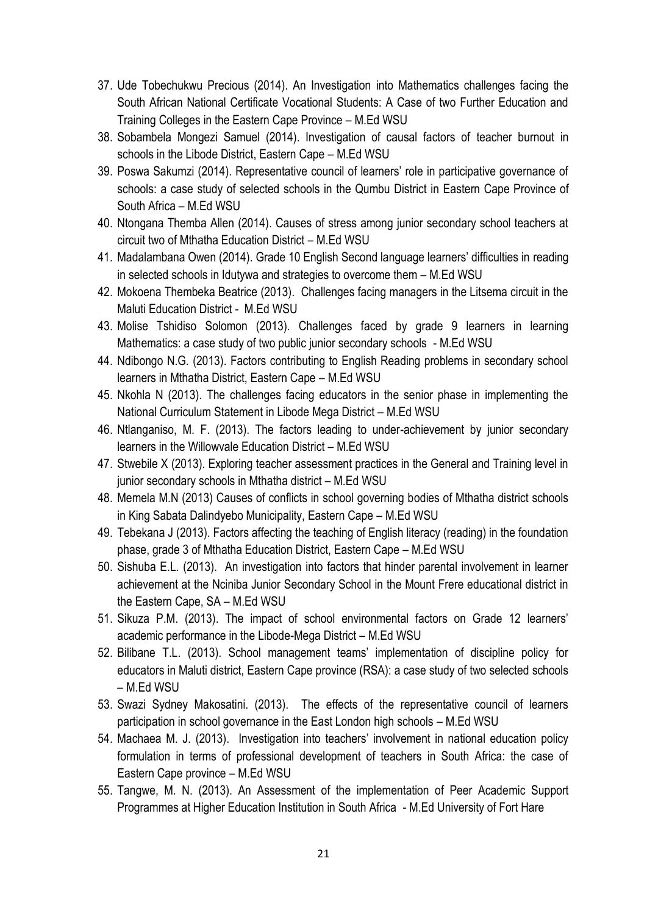37. Ude Tobechukwu Precious (2014). An Investigation into Mathematics challenges facing the South African National Certificate Vocational Students: A Case of two Further Education and Training Colleges in the Eastern Cape Province – M.Ed WSU
38. Sobambela Mongezi Samuel (2014). Investigation of causal factors of teacher burnout in schools in the Libode District, Eastern Cape – M.Ed WSU
39. Poswa Sakumzi (2014). Representative council of learners' role in participative governance of schools: a case study of selected schools in the Qumbu District in Eastern Cape Province of South Africa – M.Ed WSU
40. Ntongana Themba Allen (2014). Causes of stress among junior secondary school teachers at circuit two of Mthatha Education District – M.Ed WSU
41. Madalambana Owen (2014). Grade 10 English Second language learners' difficulties in reading in selected schools in Idutywa and strategies to overcome them – M.Ed WSU
42. Mokoena Thembeka Beatrice (2013). Challenges facing managers in the Litsema circuit in the Maluti Education District - M.Ed WSU
43. Molise Tshidiso Solomon (2013). Challenges faced by grade 9 learners in learning Mathematics: a case study of two public junior secondary schools - M.Ed WSU
44. Ndibongo N.G. (2013). Factors contributing to English Reading problems in secondary school learners in Mthatha District, Eastern Cape – M.Ed WSU
45. Nkohla N (2013). The challenges facing educators in the senior phase in implementing the National Curriculum Statement in Libode Mega District – M.Ed WSU
46. Ntlanganiso, M. F. (2013). The factors leading to under-achievement by junior secondary learners in the Willowvale Education District – M.Ed WSU
47. Stwebile X (2013). Exploring teacher assessment practices in the General and Training level in junior secondary schools in Mthatha district – M.Ed WSU
48. Memela M.N (2013) Causes of conflicts in school governing bodies of Mthatha district schools in King Sabata Dalindyebo Municipality, Eastern Cape – M.Ed WSU
49. Tebekana J (2013). Factors affecting the teaching of English literacy (reading) in the foundation phase, grade 3 of Mthatha Education District, Eastern Cape – M.Ed WSU
50. Sishuba E.L. (2013). An investigation into factors that hinder parental involvement in learner achievement at the Nciniba Junior Secondary School in the Mount Frere educational district in the Eastern Cape, SA – M.Ed WSU
51. Sikuza P.M. (2013). The impact of school environmental factors on Grade 12 learners' academic performance in the Libode-Mega District – M.Ed WSU
52. Bilibane T.L. (2013). School management teams' implementation of discipline policy for educators in Maluti district, Eastern Cape province (RSA): a case study of two selected schools – M.Ed WSU
53. Swazi Sydney Makosatini. (2013). The effects of the representative council of learners participation in school governance in the East London high schools – M.Ed WSU
54. Machaea M. J. (2013). Investigation into teachers' involvement in national education policy formulation in terms of professional development of teachers in South Africa: the case of Eastern Cape province – M.Ed WSU
55. Tangwe, M. N. (2013). An Assessment of the implementation of Peer Academic Support Programmes at Higher Education Institution in South Africa - M.Ed University of Fort Hare